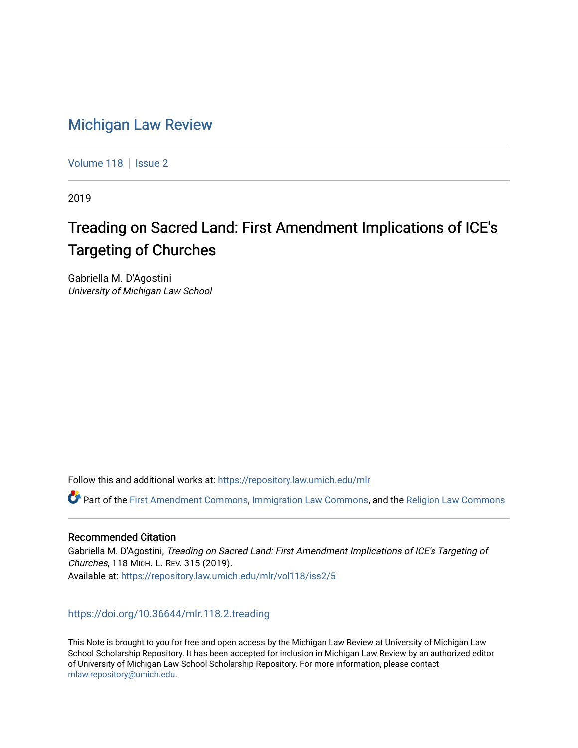# Michigan Law Review

Volume 118 | Issue 2

2019

## Treading on Sacred Land: First Amendment Implications of ICE's Targeting of Churches

Gabriella M. D'Agostini
*University of Michigan Law School*

Follow this and additional works at: https://repository.law.umich.edu/mlr

Part of the First Amendment Commons, Immigration Law Commons, and the Religion Law Commons

### Recommended Citation

Gabriella M. D'Agostini, *Treading on Sacred Land: First Amendment Implications of ICE's Targeting of Churches*, 118 MICH. L. REV. 315 (2019).
Available at: https://repository.law.umich.edu/mlr/vol118/iss2/5

https://doi.org/10.36644/mlr.118.2.treading

This Note is brought to you for free and open access by the Michigan Law Review at University of Michigan Law School Scholarship Repository. It has been accepted for inclusion in Michigan Law Review by an authorized editor of University of Michigan Law School Scholarship Repository. For more information, please contact mlaw.repository@umich.edu.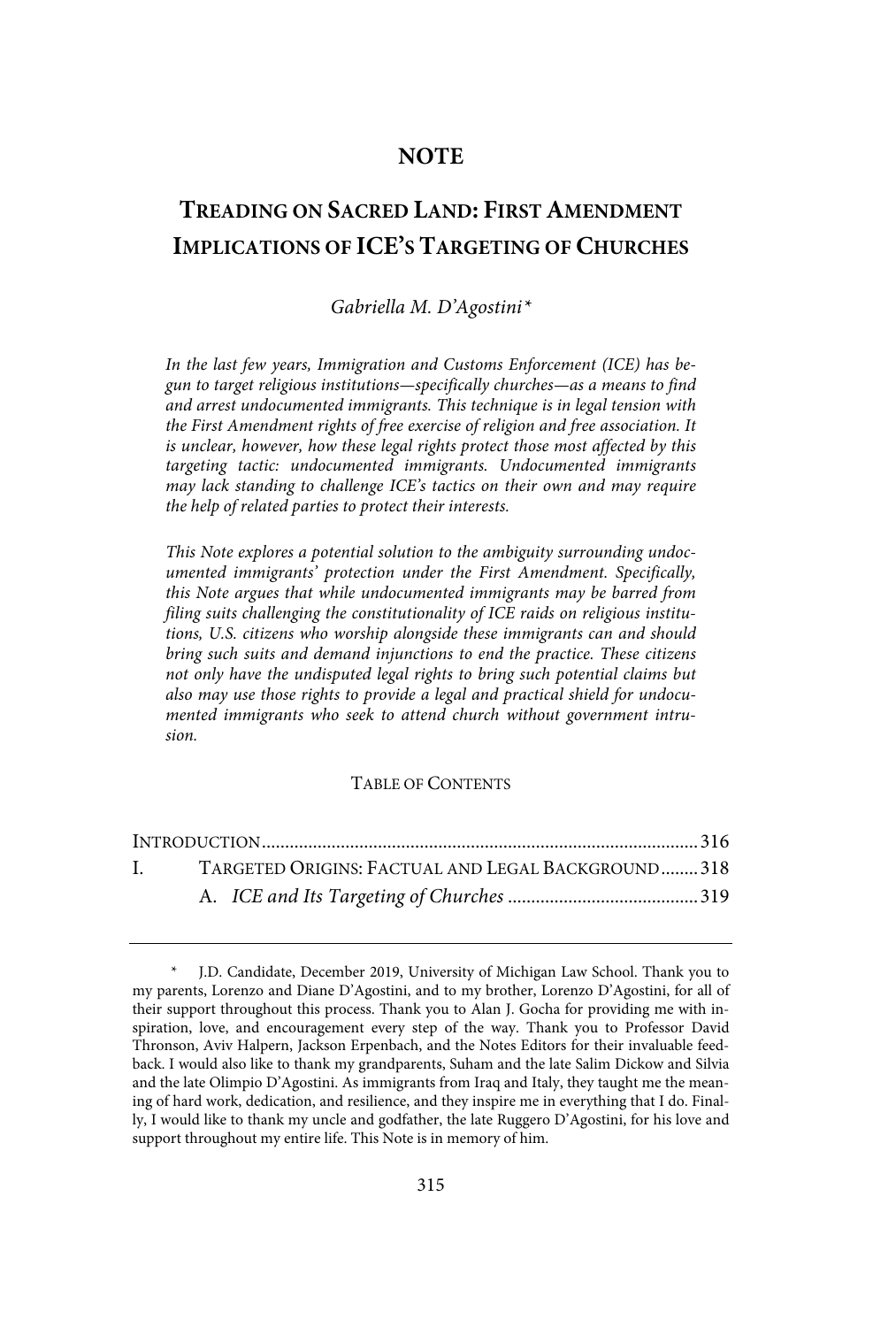# NOTE

## TREADING ON SACRED LAND: FIRST AMENDMENT IMPLICATIONS OF ICE'S TARGETING OF CHURCHES

*Gabriella M. D'Agostini**

*In the last few years, Immigration and Customs Enforcement (ICE) has begun to target religious institutions—specifically churches—as a means to find and arrest undocumented immigrants. This technique is in legal tension with the First Amendment rights of free exercise of religion and free association. It is unclear, however, how these legal rights protect those most affected by this targeting tactic: undocumented immigrants. Undocumented immigrants may lack standing to challenge ICE's tactics on their own and may require the help of related parties to protect their interests.*

*This Note explores a potential solution to the ambiguity surrounding undocumented immigrants' protection under the First Amendment. Specifically, this Note argues that while undocumented immigrants may be barred from filing suits challenging the constitutionality of ICE raids on religious institutions, U.S. citizens who worship alongside these immigrants can and should bring such suits and demand injunctions to end the practice. These citizens not only have the undisputed legal rights to bring such potential claims but also may use those rights to provide a legal and practical shield for undocumented immigrants who seek to attend church without government intrusion.*

TABLE OF CONTENTS

INTRODUCTION .......... 316
I. TARGETED ORIGINS: FACTUAL AND LEGAL BACKGROUND .......... 318
  A. *ICE and Its Targeting of Churches* .......... 319

---

\* J.D. Candidate, December 2019, University of Michigan Law School. Thank you to my parents, Lorenzo and Diane D'Agostini, and to my brother, Lorenzo D'Agostini, for all of their support throughout this process. Thank you to Alan J. Gocha for providing me with inspiration, love, and encouragement every step of the way. Thank you to Professor David Thronson, Aviv Halpern, Jackson Erpenbach, and the Notes Editors for their invaluable feedback. I would also like to thank my grandparents, Suham and the late Salim Dickow and Silvia and the late Olimpio D'Agostini. As immigrants from Iraq and Italy, they taught me the meaning of hard work, dedication, and resilience, and they inspire me in everything that I do. Finally, I would like to thank my uncle and godfather, the late Ruggero D'Agostini, for his love and support throughout my entire life. This Note is in memory of him.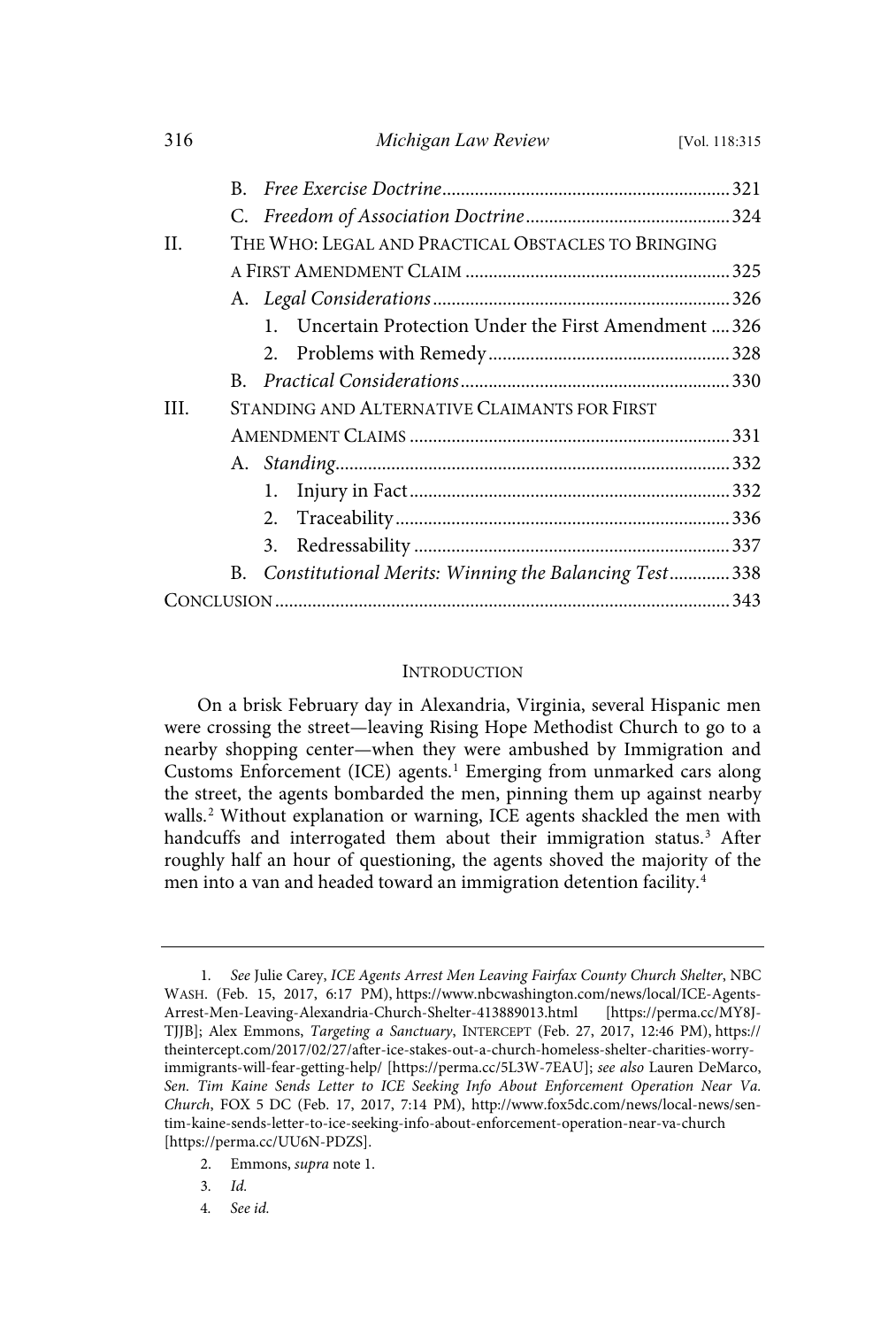B. *Free Exercise Doctrine* .............................................................. 321

C. *Freedom of Association Doctrine* ............................................ 324

II. THE WHO: LEGAL AND PRACTICAL OBSTACLES TO BRINGING A FIRST AMENDMENT CLAIM ......................................................... 325

A. *Legal Considerations* ................................................................ 326

1. Uncertain Protection Under the First Amendment .... 326

2. Problems with Remedy .................................................... 328

B. *Practical Considerations* .......................................................... 330

III. STANDING AND ALTERNATIVE CLAIMANTS FOR FIRST AMENDMENT CLAIMS ..................................................................... 331

A. *Standing* ..................................................................................... 332

1. Injury in Fact ..................................................................... 332

2. Traceability ........................................................................ 336

3. Redressability .................................................................... 337

B. *Constitutional Merits: Winning the Balancing Test* ............. 338

CONCLUSION .................................................................................................. 343

## INTRODUCTION

On a brisk February day in Alexandria, Virginia, several Hispanic men were crossing the street—leaving Rising Hope Methodist Church to go to a nearby shopping center—when they were ambushed by Immigration and Customs Enforcement (ICE) agents.[1] Emerging from unmarked cars along the street, the agents bombarded the men, pinning them up against nearby walls.[2] Without explanation or warning, ICE agents shackled the men with handcuffs and interrogated them about their immigration status.[3] After roughly half an hour of questioning, the agents shoved the majority of the men into a van and headed toward an immigration detention facility.[4]

---

1. *See* Julie Carey, *ICE Agents Arrest Men Leaving Fairfax County Church Shelter*, NBC WASH. (Feb. 15, 2017, 6:17 PM), https://www.nbcwashington.com/news/local/ICE-Agents-Arrest-Men-Leaving-Alexandria-Church-Shelter-413889013.html [https://perma.cc/MY8J-TJJB]; Alex Emmons, *Targeting a Sanctuary*, INTERCEPT (Feb. 27, 2017, 12:46 PM), https://theintercept.com/2017/02/27/after-ice-stakes-out-a-church-homeless-shelter-charities-worry-immigrants-will-fear-getting-help/ [https://perma.cc/5L3W-7EAU]; *see also* Lauren DeMarco, *Sen. Tim Kaine Sends Letter to ICE Seeking Info About Enforcement Operation Near Va. Church*, FOX 5 DC (Feb. 17, 2017, 7:14 PM), http://www.fox5dc.com/news/local-news/sen-tim-kaine-sends-letter-to-ice-seeking-info-about-enforcement-operation-near-va-church [https://perma.cc/UU6N-PDZS].

2. Emmons, *supra* note 1.

3. *Id.*

4. *See id.*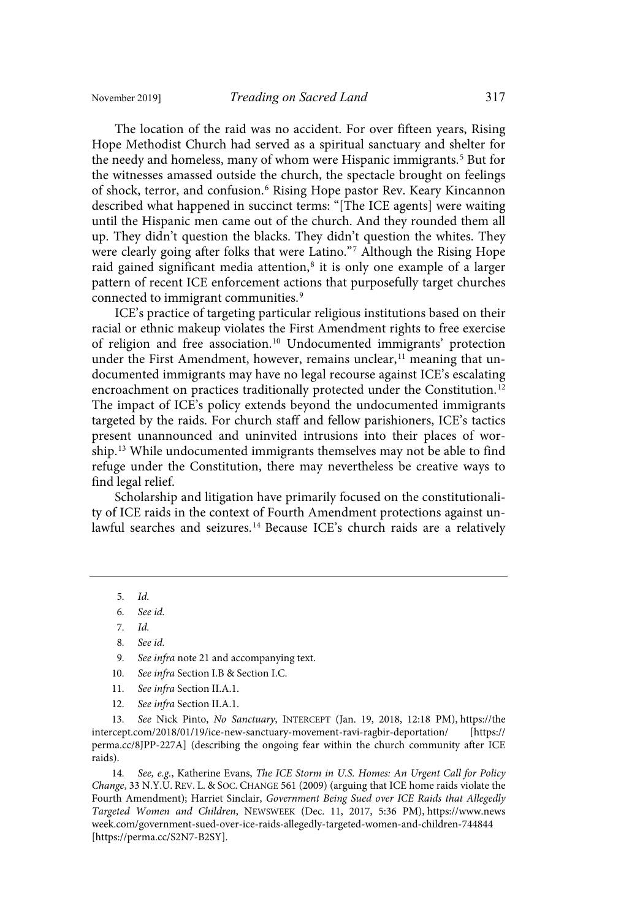The location of the raid was no accident. For over fifteen years, Rising Hope Methodist Church had served as a spiritual sanctuary and shelter for the needy and homeless, many of whom were Hispanic immigrants.[5] But for the witnesses amassed outside the church, the spectacle brought on feelings of shock, terror, and confusion.[6] Rising Hope pastor Rev. Keary Kincannon described what happened in succinct terms: "[The ICE agents] were waiting until the Hispanic men came out of the church. And they rounded them all up. They didn't question the blacks. They didn't question the whites. They were clearly going after folks that were Latino."[7] Although the Rising Hope raid gained significant media attention,[8] it is only one example of a larger pattern of recent ICE enforcement actions that purposefully target churches connected to immigrant communities.[9]

ICE's practice of targeting particular religious institutions based on their racial or ethnic makeup violates the First Amendment rights to free exercise of religion and free association.[10] Undocumented immigrants' protection under the First Amendment, however, remains unclear,[11] meaning that undocumented immigrants may have no legal recourse against ICE's escalating encroachment on practices traditionally protected under the Constitution.[12] The impact of ICE's policy extends beyond the undocumented immigrants targeted by the raids. For church staff and fellow parishioners, ICE's tactics present unannounced and uninvited intrusions into their places of worship.[13] While undocumented immigrants themselves may not be able to find refuge under the Constitution, there may nevertheless be creative ways to find legal relief.

Scholarship and litigation have primarily focused on the constitutionality of ICE raids in the context of Fourth Amendment protections against unlawful searches and seizures.[14] Because ICE's church raids are a relatively

---

5. *Id.*

6. *See id.*

7. *Id.*

8. *See id.*

9. *See infra* note 21 and accompanying text.

10. *See infra* Section I.B & Section I.C.

11. *See infra* Section II.A.1.

12. *See infra* Section II.A.1.

13. *See* Nick Pinto, *No Sanctuary*, INTERCEPT (Jan. 19, 2018, 12:18 PM), https://theintercept.com/2018/01/19/ice-new-sanctuary-movement-ravi-ragbir-deportation/ [https://perma.cc/8JPP-227A] (describing the ongoing fear within the church community after ICE raids).

14. *See, e.g.*, Katherine Evans, *The ICE Storm in U.S. Homes: An Urgent Call for Policy Change*, 33 N.Y.U. REV. L. & SOC. CHANGE 561 (2009) (arguing that ICE home raids violate the Fourth Amendment); Harriet Sinclair, *Government Being Sued over ICE Raids that Allegedly Targeted Women and Children*, NEWSWEEK (Dec. 11, 2017, 5:36 PM), https://www.newsweek.com/government-sued-over-ice-raids-allegedly-targeted-women-and-children-744844 [https://perma.cc/S2N7-B2SY].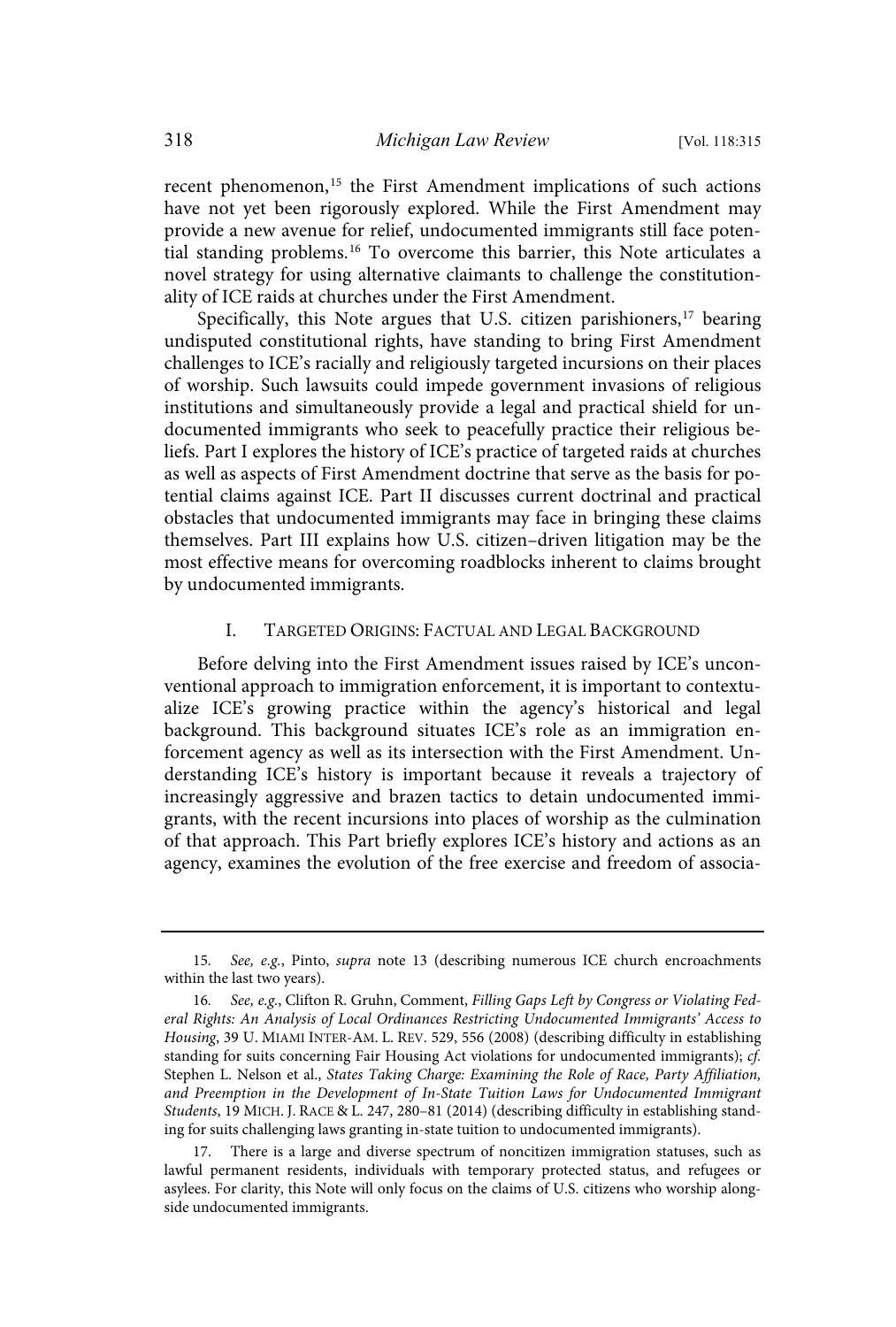recent phenomenon,[15] the First Amendment implications of such actions have not yet been rigorously explored. While the First Amendment may provide a new avenue for relief, undocumented immigrants still face potential standing problems.[16] To overcome this barrier, this Note articulates a novel strategy for using alternative claimants to challenge the constitutionality of ICE raids at churches under the First Amendment.

Specifically, this Note argues that U.S. citizen parishioners,[17] bearing undisputed constitutional rights, have standing to bring First Amendment challenges to ICE's racially and religiously targeted incursions on their places of worship. Such lawsuits could impede government invasions of religious institutions and simultaneously provide a legal and practical shield for undocumented immigrants who seek to peacefully practice their religious beliefs. Part I explores the history of ICE's practice of targeted raids at churches as well as aspects of First Amendment doctrine that serve as the basis for potential claims against ICE. Part II discusses current doctrinal and practical obstacles that undocumented immigrants may face in bringing these claims themselves. Part III explains how U.S. citizen–driven litigation may be the most effective means for overcoming roadblocks inherent to claims brought by undocumented immigrants.

## I. Targeted Origins: Factual and Legal Background

Before delving into the First Amendment issues raised by ICE's unconventional approach to immigration enforcement, it is important to contextualize ICE's growing practice within the agency's historical and legal background. This background situates ICE's role as an immigration enforcement agency as well as its intersection with the First Amendment. Understanding ICE's history is important because it reveals a trajectory of increasingly aggressive and brazen tactics to detain undocumented immigrants, with the recent incursions into places of worship as the culmination of that approach. This Part briefly explores ICE's history and actions as an agency, examines the evolution of the free exercise and freedom of associa-

---

15. *See, e.g.*, Pinto, *supra* note 13 (describing numerous ICE church encroachments within the last two years).

16. *See, e.g.*, Clifton R. Gruhn, Comment, *Filling Gaps Left by Congress or Violating Federal Rights: An Analysis of Local Ordinances Restricting Undocumented Immigrants' Access to Housing*, 39 U. Miami Inter-Am. L. Rev. 529, 556 (2008) (describing difficulty in establishing standing for suits concerning Fair Housing Act violations for undocumented immigrants); *cf.* Stephen L. Nelson et al., *States Taking Charge: Examining the Role of Race, Party Affiliation, and Preemption in the Development of In-State Tuition Laws for Undocumented Immigrant Students*, 19 Mich. J. Race & L. 247, 280–81 (2014) (describing difficulty in establishing standing for suits challenging laws granting in-state tuition to undocumented immigrants).

17. There is a large and diverse spectrum of noncitizen immigration statuses, such as lawful permanent residents, individuals with temporary protected status, and refugees or asylees. For clarity, this Note will only focus on the claims of U.S. citizens who worship alongside undocumented immigrants.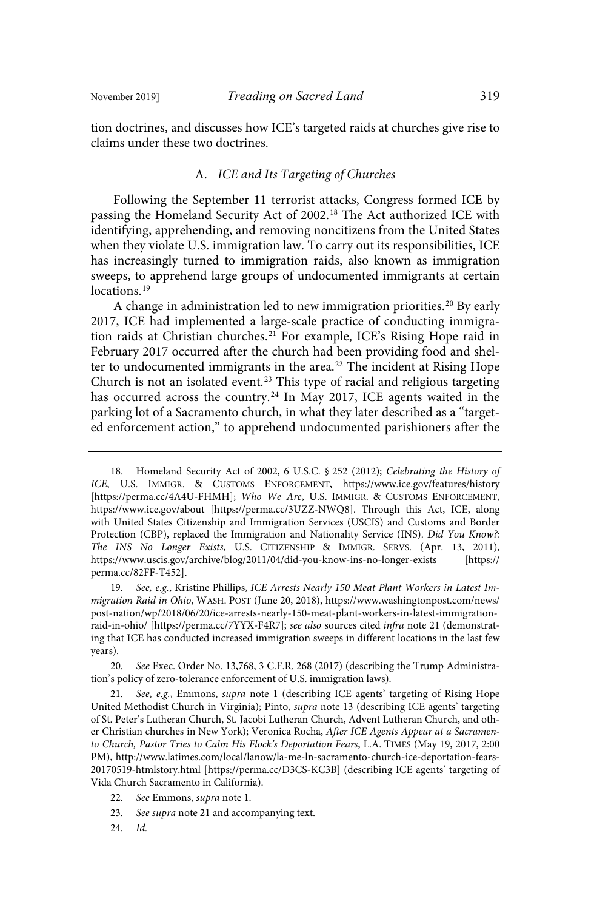tion doctrines, and discusses how ICE's targeted raids at churches give rise to claims under these two doctrines.

### A. *ICE and Its Targeting of Churches*

Following the September 11 terrorist attacks, Congress formed ICE by passing the Homeland Security Act of 2002.[18] The Act authorized ICE with identifying, apprehending, and removing noncitizens from the United States when they violate U.S. immigration law. To carry out its responsibilities, ICE has increasingly turned to immigration raids, also known as immigration sweeps, to apprehend large groups of undocumented immigrants at certain locations.[19]

A change in administration led to new immigration priorities.[20] By early 2017, ICE had implemented a large-scale practice of conducting immigration raids at Christian churches.[21] For example, ICE's Rising Hope raid in February 2017 occurred after the church had been providing food and shelter to undocumented immigrants in the area.[22] The incident at Rising Hope Church is not an isolated event.[23] This type of racial and religious targeting has occurred across the country.[24] In May 2017, ICE agents waited in the parking lot of a Sacramento church, in what they later described as a "targeted enforcement action," to apprehend undocumented parishioners after the

---

18. Homeland Security Act of 2002, 6 U.S.C. § 252 (2012); *Celebrating the History of ICE*, U.S. IMMIGR. & CUSTOMS ENFORCEMENT, https://www.ice.gov/features/history [https://perma.cc/4A4U-FHMH]; *Who We Are*, U.S. IMMIGR. & CUSTOMS ENFORCEMENT, https://www.ice.gov/about [https://perma.cc/3UZZ-NWQ8]. Through this Act, ICE, along with United States Citizenship and Immigration Services (USCIS) and Customs and Border Protection (CBP), replaced the Immigration and Nationality Service (INS). *Did You Know?: The INS No Longer Exists*, U.S. CITIZENSHIP & IMMIGR. SERVS. (Apr. 13, 2011), https://www.uscis.gov/archive/blog/2011/04/did-you-know-ins-no-longer-exists [https://perma.cc/82FF-T452].

19. *See, e.g.*, Kristine Phillips, *ICE Arrests Nearly 150 Meat Plant Workers in Latest Immigration Raid in Ohio*, WASH. POST (June 20, 2018), https://www.washingtonpost.com/news/post-nation/wp/2018/06/20/ice-arrests-nearly-150-meat-plant-workers-in-latest-immigration-raid-in-ohio/ [https://perma.cc/7YYX-F4R7]; *see also* sources cited *infra* note 21 (demonstrating that ICE has conducted increased immigration sweeps in different locations in the last few years).

20. *See* Exec. Order No. 13,768, 3 C.F.R. 268 (2017) (describing the Trump Administration's policy of zero-tolerance enforcement of U.S. immigration laws).

21. *See, e.g.*, Emmons, *supra* note 1 (describing ICE agents' targeting of Rising Hope United Methodist Church in Virginia); Pinto, *supra* note 13 (describing ICE agents' targeting of St. Peter's Lutheran Church, St. Jacobi Lutheran Church, Advent Lutheran Church, and other Christian churches in New York); Veronica Rocha, *After ICE Agents Appear at a Sacramento Church, Pastor Tries to Calm His Flock's Deportation Fears*, L.A. TIMES (May 19, 2017, 2:00 PM), http://www.latimes.com/local/lanow/la-me-ln-sacramento-church-ice-deportation-fears-20170519-htmlstory.html [https://perma.cc/D3CS-KC3B] (describing ICE agents' targeting of Vida Church Sacramento in California).

22. *See* Emmons, *supra* note 1.

23. *See supra* note 21 and accompanying text.

24. *Id.*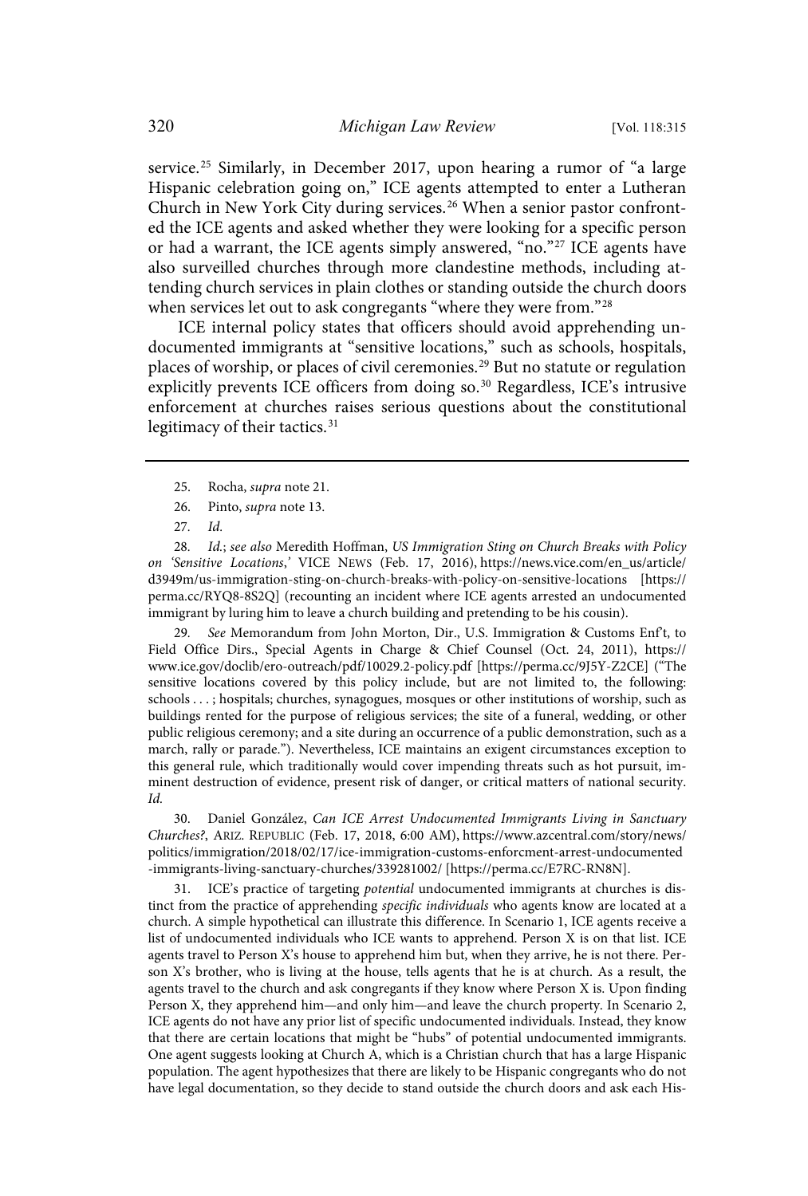service.[25] Similarly, in December 2017, upon hearing a rumor of "a large Hispanic celebration going on," ICE agents attempted to enter a Lutheran Church in New York City during services.[26] When a senior pastor confronted the ICE agents and asked whether they were looking for a specific person or had a warrant, the ICE agents simply answered, "no."[27] ICE agents have also surveilled churches through more clandestine methods, including attending church services in plain clothes or standing outside the church doors when services let out to ask congregants "where they were from."[28]

ICE internal policy states that officers should avoid apprehending undocumented immigrants at "sensitive locations," such as schools, hospitals, places of worship, or places of civil ceremonies.[29] But no statute or regulation explicitly prevents ICE officers from doing so.[30] Regardless, ICE's intrusive enforcement at churches raises serious questions about the constitutional legitimacy of their tactics.[31]

---

25. Rocha, *supra* note 21.

26. Pinto, *supra* note 13.

27. *Id.*

28. *Id.*; *see also* Meredith Hoffman, *US Immigration Sting on Church Breaks with Policy on 'Sensitive Locations,'* VICE NEWS (Feb. 17, 2016), https://news.vice.com/en_us/article/d3949m/us-immigration-sting-on-church-breaks-with-policy-on-sensitive-locations [https://perma.cc/RYQ8-8S2Q] (recounting an incident where ICE agents arrested an undocumented immigrant by luring him to leave a church building and pretending to be his cousin).

29. *See* Memorandum from John Morton, Dir., U.S. Immigration & Customs Enf't, to Field Office Dirs., Special Agents in Charge & Chief Counsel (Oct. 24, 2011), https://www.ice.gov/doclib/ero-outreach/pdf/10029.2-policy.pdf [https://perma.cc/9J5Y-Z2CE] ("The sensitive locations covered by this policy include, but are not limited to, the following: schools . . . ; hospitals; churches, synagogues, mosques or other institutions of worship, such as buildings rented for the purpose of religious services; the site of a funeral, wedding, or other public religious ceremony; and a site during an occurrence of a public demonstration, such as a march, rally or parade."). Nevertheless, ICE maintains an exigent circumstances exception to this general rule, which traditionally would cover impending threats such as hot pursuit, imminent destruction of evidence, present risk of danger, or critical matters of national security. *Id.*

30. Daniel González, *Can ICE Arrest Undocumented Immigrants Living in Sanctuary Churches?*, ARIZ. REPUBLIC (Feb. 17, 2018, 6:00 AM), https://www.azcentral.com/story/news/politics/immigration/2018/02/17/ice-immigration-customs-enforcment-arrest-undocumented-immigrants-living-sanctuary-churches/339281002/ [https://perma.cc/E7RC-RN8N].

31. ICE's practice of targeting *potential* undocumented immigrants at churches is distinct from the practice of apprehending *specific individuals* who agents know are located at a church. A simple hypothetical can illustrate this difference. In Scenario 1, ICE agents receive a list of undocumented individuals who ICE wants to apprehend. Person X is on that list. ICE agents travel to Person X's house to apprehend him but, when they arrive, he is not there. Person X's brother, who is living at the house, tells agents that he is at church. As a result, the agents travel to the church and ask congregants if they know where Person X is. Upon finding Person X, they apprehend him—and only him—and leave the church property. In Scenario 2, ICE agents do not have any prior list of specific undocumented individuals. Instead, they know that there are certain locations that might be "hubs" of potential undocumented immigrants. One agent suggests looking at Church A, which is a Christian church that has a large Hispanic population. The agent hypothesizes that there are likely to be Hispanic congregants who do not have legal documentation, so they decide to stand outside the church doors and ask each His-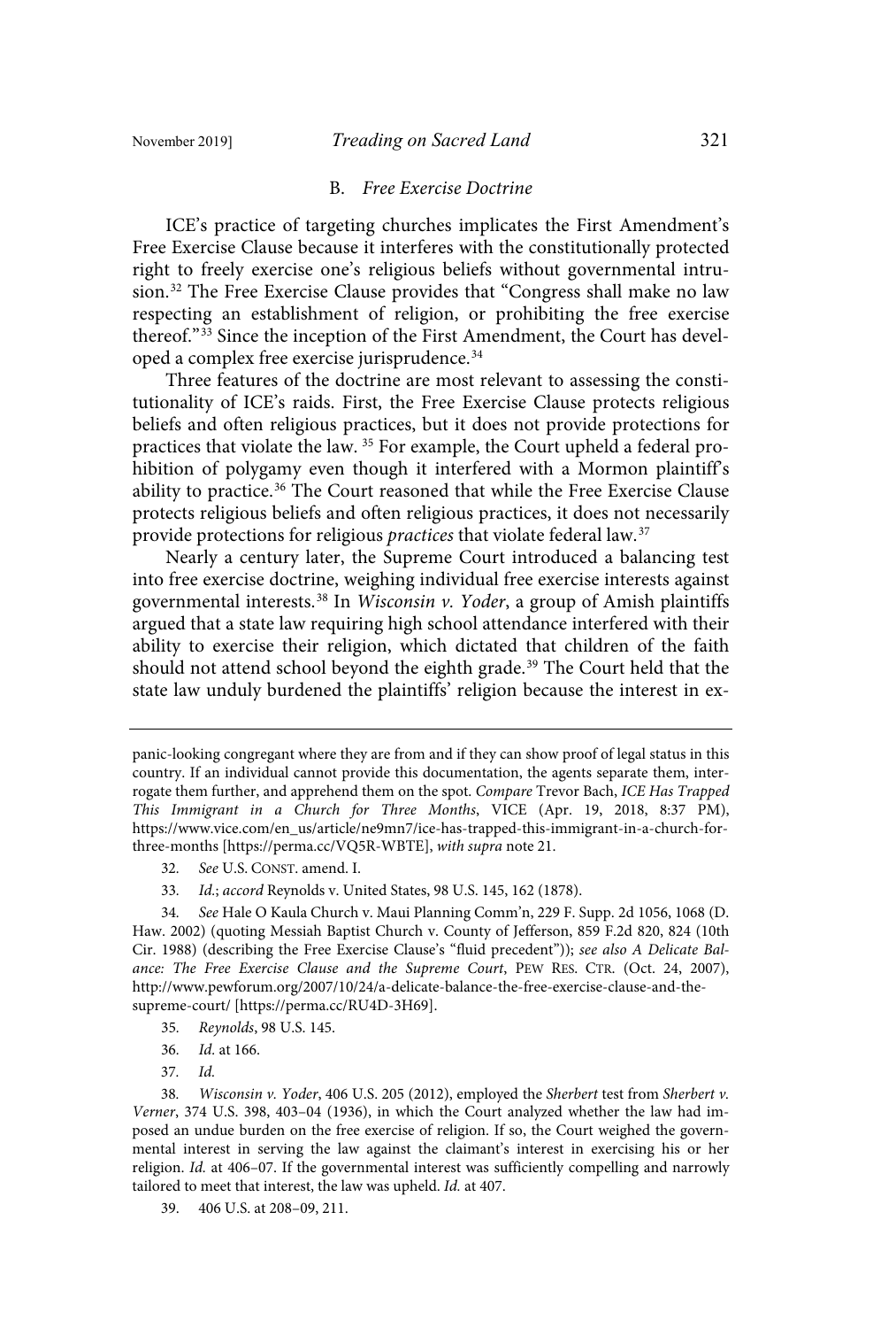### B. *Free Exercise Doctrine*

ICE's practice of targeting churches implicates the First Amendment's Free Exercise Clause because it interferes with the constitutionally protected right to freely exercise one's religious beliefs without governmental intrusion.[32] The Free Exercise Clause provides that "Congress shall make no law respecting an establishment of religion, or prohibiting the free exercise thereof."[33] Since the inception of the First Amendment, the Court has developed a complex free exercise jurisprudence.[34]

Three features of the doctrine are most relevant to assessing the constitutionality of ICE's raids. First, the Free Exercise Clause protects religious beliefs and often religious practices, but it does not provide protections for practices that violate the law.[35] For example, the Court upheld a federal prohibition of polygamy even though it interfered with a Mormon plaintiff's ability to practice.[36] The Court reasoned that while the Free Exercise Clause protects religious beliefs and often religious practices, it does not necessarily provide protections for religious *practices* that violate federal law.[37]

Nearly a century later, the Supreme Court introduced a balancing test into free exercise doctrine, weighing individual free exercise interests against governmental interests.[38] In *Wisconsin v. Yoder*, a group of Amish plaintiffs argued that a state law requiring high school attendance interfered with their ability to exercise their religion, which dictated that children of the faith should not attend school beyond the eighth grade.[39] The Court held that the state law unduly burdened the plaintiffs' religion because the interest in ex-

---

panic-looking congregant where they are from and if they can show proof of legal status in this country. If an individual cannot provide this documentation, the agents separate them, interrogate them further, and apprehend them on the spot. *Compare* Trevor Bach, *ICE Has Trapped This Immigrant in a Church for Three Months*, VICE (Apr. 19, 2018, 8:37 PM), https://www.vice.com/en_us/article/ne9mn7/ice-has-trapped-this-immigrant-in-a-church-for-three-months [https://perma.cc/VQ5R-WBTE], *with supra* note 21.

32. *See* U.S. CONST. amend. I.

33. *Id.*; *accord* Reynolds v. United States, 98 U.S. 145, 162 (1878).

34. *See* Hale O Kaula Church v. Maui Planning Comm'n, 229 F. Supp. 2d 1056, 1068 (D. Haw. 2002) (quoting Messiah Baptist Church v. County of Jefferson, 859 F.2d 820, 824 (10th Cir. 1988) (describing the Free Exercise Clause's "fluid precedent")); *see also A Delicate Balance: The Free Exercise Clause and the Supreme Court*, PEW RES. CTR. (Oct. 24, 2007), http://www.pewforum.org/2007/10/24/a-delicate-balance-the-free-exercise-clause-and-the-supreme-court/ [https://perma.cc/RU4D-3H69].

35. *Reynolds*, 98 U.S. 145.

36. *Id.* at 166.

37. *Id.*

38. *Wisconsin v. Yoder*, 406 U.S. 205 (2012), employed the *Sherbert* test from *Sherbert v. Verner*, 374 U.S. 398, 403–04 (1936), in which the Court analyzed whether the law had imposed an undue burden on the free exercise of religion. If so, the Court weighed the governmental interest in serving the law against the claimant's interest in exercising his or her religion. *Id.* at 406–07. If the governmental interest was sufficiently compelling and narrowly tailored to meet that interest, the law was upheld. *Id.* at 407.

39. 406 U.S. at 208–09, 211.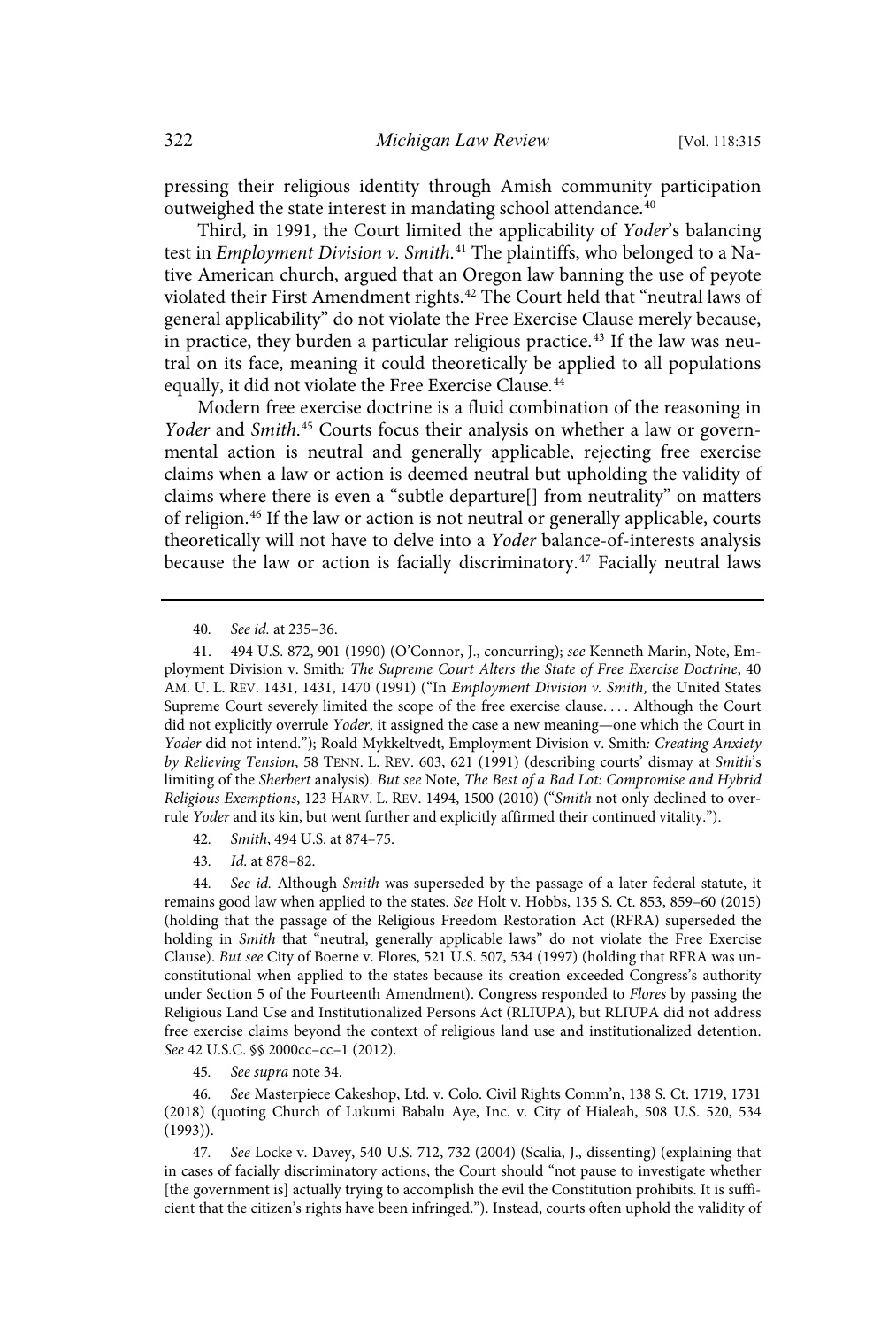pressing their religious identity through Amish community participation outweighed the state interest in mandating school attendance.[40]

Third, in 1991, the Court limited the applicability of *Yoder*'s balancing test in *Employment Division v. Smith*.[41] The plaintiffs, who belonged to a Native American church, argued that an Oregon law banning the use of peyote violated their First Amendment rights.[42] The Court held that "neutral laws of general applicability" do not violate the Free Exercise Clause merely because, in practice, they burden a particular religious practice.[43] If the law was neutral on its face, meaning it could theoretically be applied to all populations equally, it did not violate the Free Exercise Clause.[44]

Modern free exercise doctrine is a fluid combination of the reasoning in *Yoder* and *Smith*.[45] Courts focus their analysis on whether a law or governmental action is neutral and generally applicable, rejecting free exercise claims when a law or action is deemed neutral but upholding the validity of claims where there is even a "subtle departure[] from neutrality" on matters of religion.[46] If the law or action is not neutral or generally applicable, courts theoretically will not have to delve into a *Yoder* balance-of-interests analysis because the law or action is facially discriminatory.[47] Facially neutral laws

---

40. *See id.* at 235–36.

41. 494 U.S. 872, 901 (1990) (O'Connor, J., concurring); *see* Kenneth Marin, Note, Employment Division v. Smith*: The Supreme Court Alters the State of Free Exercise Doctrine*, 40 AM. U. L. REV. 1431, 1431, 1470 (1991) ("In *Employment Division v. Smith*, the United States Supreme Court severely limited the scope of the free exercise clause. . . . Although the Court did not explicitly overrule *Yoder*, it assigned the case a new meaning—one which the Court in *Yoder* did not intend."); Roald Mykkeltvedt, Employment Division v. Smith*: Creating Anxiety by Relieving Tension*, 58 TENN. L. REV. 603, 621 (1991) (describing courts' dismay at *Smith*'s limiting of the *Sherbert* analysis). *But see* Note, *The Best of a Bad Lot: Compromise and Hybrid Religious Exemptions*, 123 HARV. L. REV. 1494, 1500 (2010) ("*Smith* not only declined to overrule *Yoder* and its kin, but went further and explicitly affirmed their continued vitality.").

42. *Smith*, 494 U.S. at 874–75.

43. *Id.* at 878–82.

44. *See id.* Although *Smith* was superseded by the passage of a later federal statute, it remains good law when applied to the states. *See* Holt v. Hobbs, 135 S. Ct. 853, 859–60 (2015) (holding that the passage of the Religious Freedom Restoration Act (RFRA) superseded the holding in *Smith* that "neutral, generally applicable laws" do not violate the Free Exercise Clause). *But see* City of Boerne v. Flores, 521 U.S. 507, 534 (1997) (holding that RFRA was unconstitutional when applied to the states because its creation exceeded Congress's authority under Section 5 of the Fourteenth Amendment). Congress responded to *Flores* by passing the Religious Land Use and Institutionalized Persons Act (RLIUPA), but RLIUPA did not address free exercise claims beyond the context of religious land use and institutionalized detention. *See* 42 U.S.C. §§ 2000cc–cc–1 (2012).

45. *See supra* note 34.

46. *See* Masterpiece Cakeshop, Ltd. v. Colo. Civil Rights Comm'n, 138 S. Ct. 1719, 1731 (2018) (quoting Church of Lukumi Babalu Aye, Inc. v. City of Hialeah, 508 U.S. 520, 534 (1993)).

47. *See* Locke v. Davey, 540 U.S. 712, 732 (2004) (Scalia, J., dissenting) (explaining that in cases of facially discriminatory actions, the Court should "not pause to investigate whether [the government is] actually trying to accomplish the evil the Constitution prohibits. It is sufficient that the citizen's rights have been infringed."). Instead, courts often uphold the validity of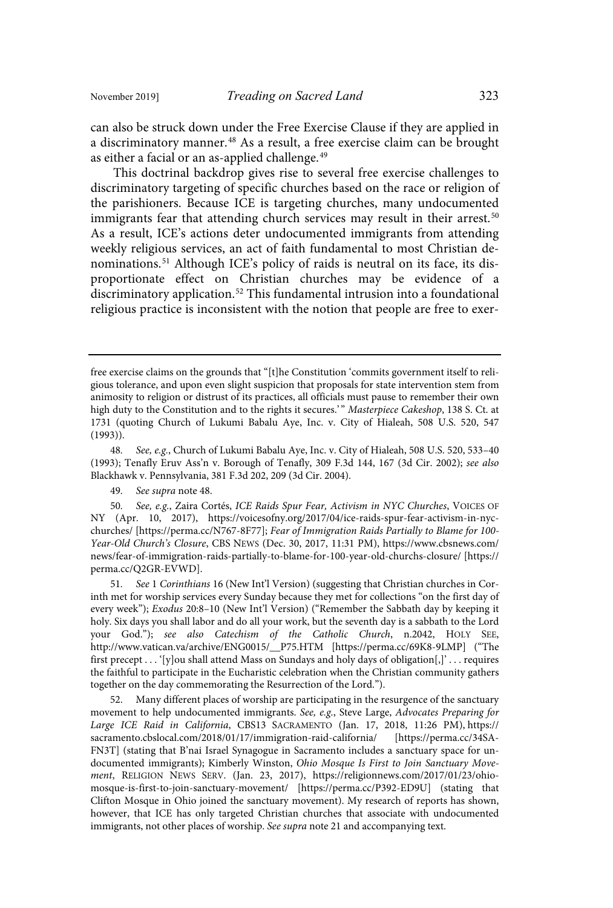can also be struck down under the Free Exercise Clause if they are applied in a discriminatory manner.[48] As a result, a free exercise claim can be brought as either a facial or an as-applied challenge.[49]

This doctrinal backdrop gives rise to several free exercise challenges to discriminatory targeting of specific churches based on the race or religion of the parishioners. Because ICE is targeting churches, many undocumented immigrants fear that attending church services may result in their arrest.[50] As a result, ICE's actions deter undocumented immigrants from attending weekly religious services, an act of faith fundamental to most Christian denominations.[51] Although ICE's policy of raids is neutral on its face, its disproportionate effect on Christian churches may be evidence of a discriminatory application.[52] This fundamental intrusion into a foundational religious practice is inconsistent with the notion that people are free to exer-

---

free exercise claims on the grounds that "[t]he Constitution 'commits government itself to religious tolerance, and upon even slight suspicion that proposals for state intervention stem from animosity to religion or distrust of its practices, all officials must pause to remember their own high duty to the Constitution and to the rights it secures.'" *Masterpiece Cakeshop*, 138 S. Ct. at 1731 (quoting Church of Lukumi Babalu Aye, Inc. v. City of Hialeah, 508 U.S. 520, 547 (1993)).

48. *See, e.g.*, Church of Lukumi Babalu Aye, Inc. v. City of Hialeah, 508 U.S. 520, 533–40 (1993); Tenafly Eruv Ass'n v. Borough of Tenafly, 309 F.3d 144, 167 (3d Cir. 2002); *see also* Blackhawk v. Pennsylvania, 381 F.3d 202, 209 (3d Cir. 2004).

49. *See supra* note 48.

50. *See, e.g.*, Zaira Cortés, *ICE Raids Spur Fear, Activism in NYC Churches*, VOICES OF NY (Apr. 10, 2017), https://voicesofny.org/2017/04/ice-raids-spur-fear-activism-in-nyc-churches/ [https://perma.cc/N767-8F77]; *Fear of Immigration Raids Partially to Blame for 100-Year-Old Church's Closure*, CBS NEWS (Dec. 30, 2017, 11:31 PM), https://www.cbsnews.com/news/fear-of-immigration-raids-partially-to-blame-for-100-year-old-churchs-closure/ [https://perma.cc/Q2GR-EVWD].

51. *See* 1 *Corinthians* 16 (New Int'l Version) (suggesting that Christian churches in Corinth met for worship services every Sunday because they met for collections "on the first day of every week"); *Exodus* 20:8–10 (New Int'l Version) ("Remember the Sabbath day by keeping it holy. Six days you shall labor and do all your work, but the seventh day is a sabbath to the Lord your God."); *see also Catechism of the Catholic Church*, n.2042, HOLY SEE, http://www.vatican.va/archive/ENG0015/__P75.HTM [https://perma.cc/69K8-9LMP] ("The first precept . . . '[y]ou shall attend Mass on Sundays and holy days of obligation[,]' . . . requires the faithful to participate in the Eucharistic celebration when the Christian community gathers together on the day commemorating the Resurrection of the Lord.").

52. Many different places of worship are participating in the resurgence of the sanctuary movement to help undocumented immigrants. *See, e.g.*, Steve Large, *Advocates Preparing for Large ICE Raid in California*, CBS13 SACRAMENTO (Jan. 17, 2018, 11:26 PM), https://sacramento.cbslocal.com/2018/01/17/immigration-raid-california/ [https://perma.cc/34SA-FN3T] (stating that B'nai Israel Synagogue in Sacramento includes a sanctuary space for undocumented immigrants); Kimberly Winston, *Ohio Mosque Is First to Join Sanctuary Movement*, RELIGION NEWS SERV. (Jan. 23, 2017), https://religionnews.com/2017/01/23/ohio-mosque-is-first-to-join-sanctuary-movement/ [https://perma.cc/P392-ED9U] (stating that Clifton Mosque in Ohio joined the sanctuary movement). My research of reports has shown, however, that ICE has only targeted Christian churches that associate with undocumented immigrants, not other places of worship. *See supra* note 21 and accompanying text.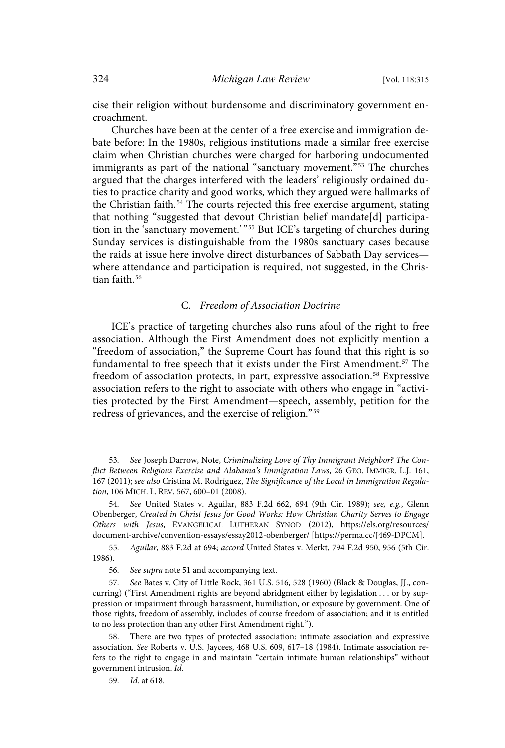cise their religion without burdensome and discriminatory government encroachment.

Churches have been at the center of a free exercise and immigration debate before: In the 1980s, religious institutions made a similar free exercise claim when Christian churches were charged for harboring undocumented immigrants as part of the national "sanctuary movement."[53] The churches argued that the charges interfered with the leaders' religiously ordained duties to practice charity and good works, which they argued were hallmarks of the Christian faith.[54] The courts rejected this free exercise argument, stating that nothing "suggested that devout Christian belief mandate[d] participation in the 'sanctuary movement.'"[55] But ICE's targeting of churches during Sunday services is distinguishable from the 1980s sanctuary cases because the raids at issue here involve direct disturbances of Sabbath Day services—where attendance and participation is required, not suggested, in the Christian faith.[56]

### C. *Freedom of Association Doctrine*

ICE's practice of targeting churches also runs afoul of the right to free association. Although the First Amendment does not explicitly mention a "freedom of association," the Supreme Court has found that this right is so fundamental to free speech that it exists under the First Amendment.[57] The freedom of association protects, in part, expressive association.[58] Expressive association refers to the right to associate with others who engage in "activities protected by the First Amendment—speech, assembly, petition for the redress of grievances, and the exercise of religion."[59]

---

53. *See* Joseph Darrow, Note, *Criminalizing Love of Thy Immigrant Neighbor? The Conflict Between Religious Exercise and Alabama's Immigration Laws*, 26 GEO. IMMIGR. L.J. 161, 167 (2011); *see also* Cristina M. Rodríguez, *The Significance of the Local in Immigration Regulation*, 106 MICH. L. REV. 567, 600–01 (2008).

54. *See* United States v. Aguilar, 883 F.2d 662, 694 (9th Cir. 1989); *see, e.g.*, Glenn Obenberger, *Created in Christ Jesus for Good Works: How Christian Charity Serves to Engage Others with Jesus*, EVANGELICAL LUTHERAN SYNOD (2012), https://els.org/resources/document-archive/convention-essays/essay2012-obenberger/ [https://perma.cc/J469-DPCM].

55. *Aguilar*, 883 F.2d at 694; *accord* United States v. Merkt, 794 F.2d 950, 956 (5th Cir. 1986).

56. *See supra* note 51 and accompanying text.

57. *See* Bates v. City of Little Rock, 361 U.S. 516, 528 (1960) (Black & Douglas, JJ., concurring) ("First Amendment rights are beyond abridgment either by legislation . . . or by suppression or impairment through harassment, humiliation, or exposure by government. One of those rights, freedom of assembly, includes of course freedom of association; and it is entitled to no less protection than any other First Amendment right.").

58. There are two types of protected association: intimate association and expressive association. *See* Roberts v. U.S. Jaycees, 468 U.S. 609, 617–18 (1984). Intimate association refers to the right to engage in and maintain "certain intimate human relationships" without government intrusion. *Id.*

59. *Id.* at 618.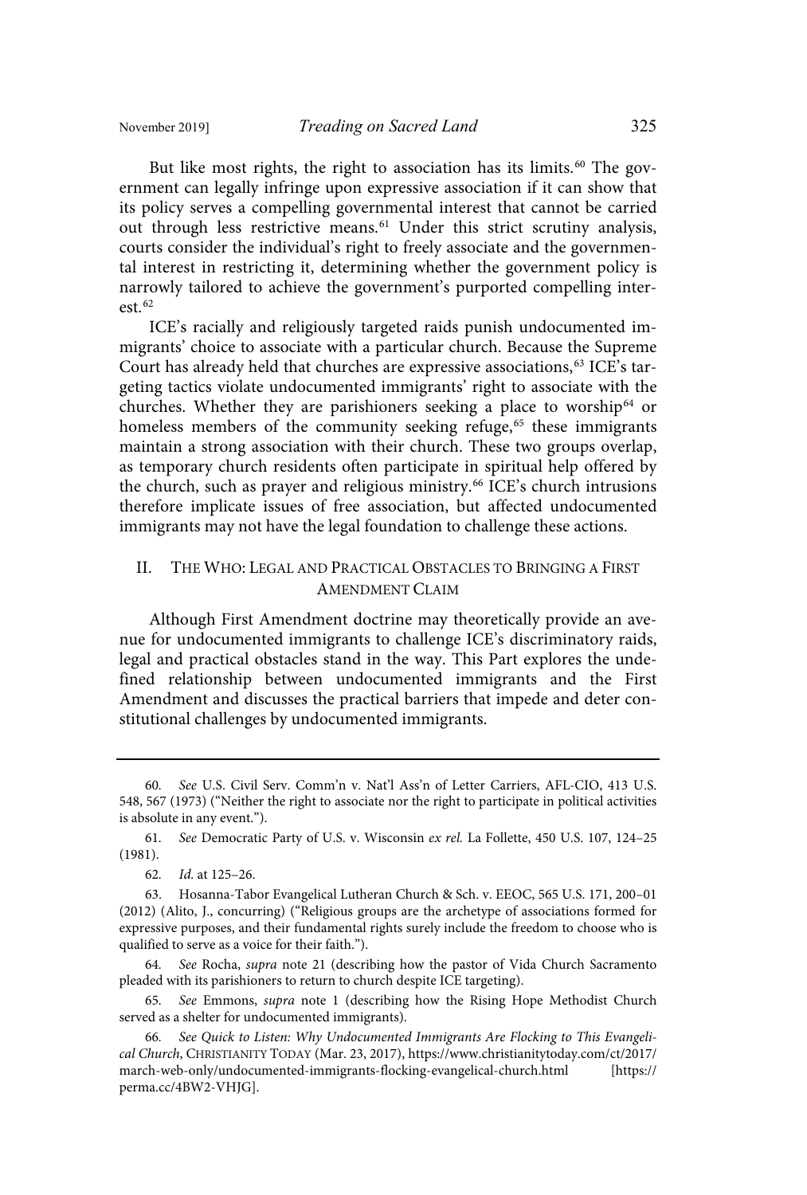But like most rights, the right to association has its limits.[60] The government can legally infringe upon expressive association if it can show that its policy serves a compelling governmental interest that cannot be carried out through less restrictive means.[61] Under this strict scrutiny analysis, courts consider the individual's right to freely associate and the governmental interest in restricting it, determining whether the government policy is narrowly tailored to achieve the government's purported compelling interest.[62]

ICE's racially and religiously targeted raids punish undocumented immigrants' choice to associate with a particular church. Because the Supreme Court has already held that churches are expressive associations,[63] ICE's targeting tactics violate undocumented immigrants' right to associate with the churches. Whether they are parishioners seeking a place to worship[64] or homeless members of the community seeking refuge,[65] these immigrants maintain a strong association with their church. These two groups overlap, as temporary church residents often participate in spiritual help offered by the church, such as prayer and religious ministry.[66] ICE's church intrusions therefore implicate issues of free association, but affected undocumented immigrants may not have the legal foundation to challenge these actions.

## II. THE WHO: LEGAL AND PRACTICAL OBSTACLES TO BRINGING A FIRST AMENDMENT CLAIM

Although First Amendment doctrine may theoretically provide an avenue for undocumented immigrants to challenge ICE's discriminatory raids, legal and practical obstacles stand in the way. This Part explores the undefined relationship between undocumented immigrants and the First Amendment and discusses the practical barriers that impede and deter constitutional challenges by undocumented immigrants.

---

60. *See* U.S. Civil Serv. Comm'n v. Nat'l Ass'n of Letter Carriers, AFL-CIO, 413 U.S. 548, 567 (1973) ("Neither the right to associate nor the right to participate in political activities is absolute in any event.").

61. *See* Democratic Party of U.S. v. Wisconsin *ex rel.* La Follette, 450 U.S. 107, 124–25 (1981).

62. *Id.* at 125–26.

63. Hosanna-Tabor Evangelical Lutheran Church & Sch. v. EEOC, 565 U.S. 171, 200–01 (2012) (Alito, J., concurring) ("Religious groups are the archetype of associations formed for expressive purposes, and their fundamental rights surely include the freedom to choose who is qualified to serve as a voice for their faith.").

64. *See* Rocha, *supra* note 21 (describing how the pastor of Vida Church Sacramento pleaded with its parishioners to return to church despite ICE targeting).

65. *See* Emmons, *supra* note 1 (describing how the Rising Hope Methodist Church served as a shelter for undocumented immigrants).

66. *See Quick to Listen: Why Undocumented Immigrants Are Flocking to This Evangelical Church*, CHRISTIANITY TODAY (Mar. 23, 2017), https://www.christianitytoday.com/ct/2017/march-web-only/undocumented-immigrants-flocking-evangelical-church.html [https://perma.cc/4BW2-VHJG].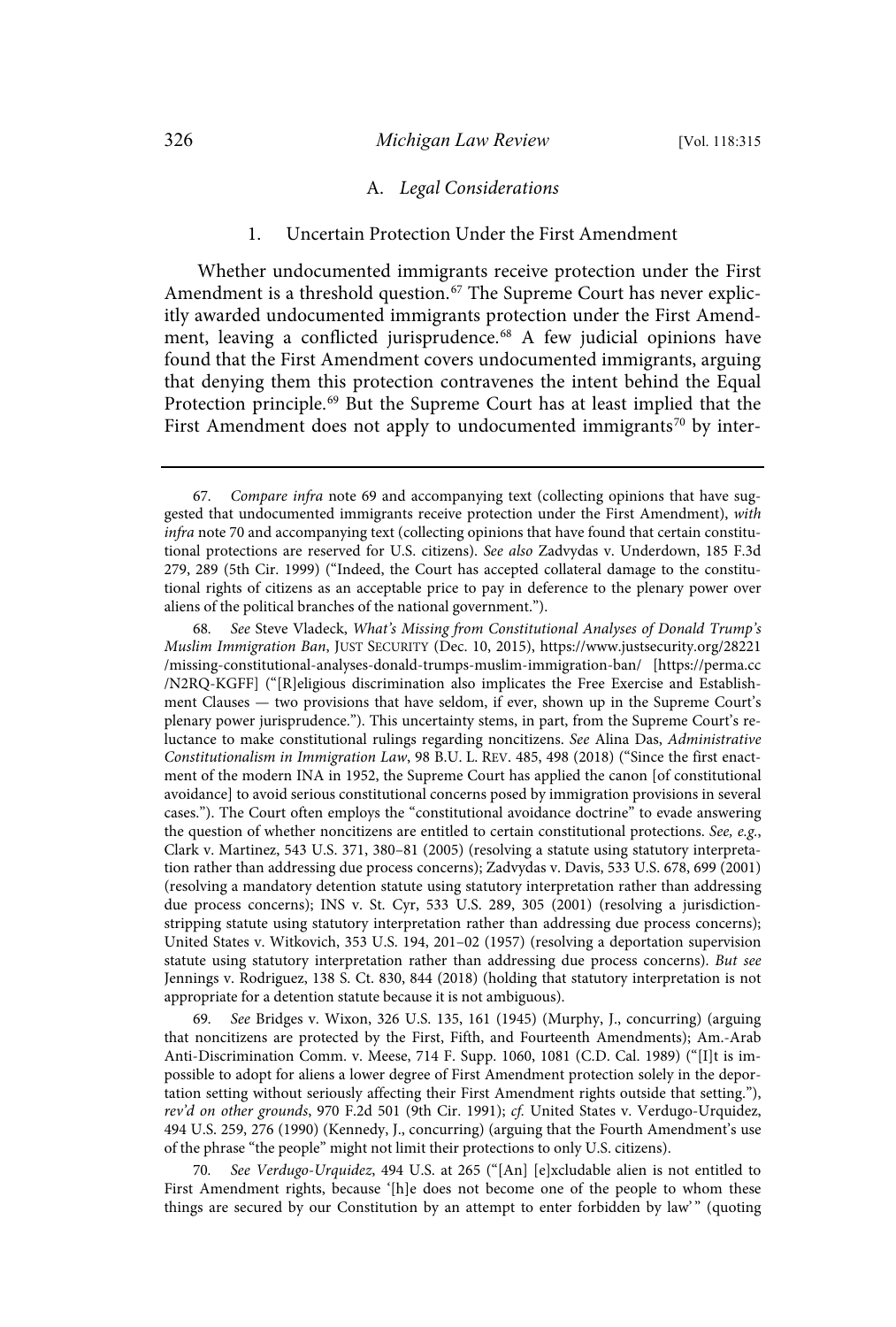### A. *Legal Considerations*

#### 1. Uncertain Protection Under the First Amendment

Whether undocumented immigrants receive protection under the First Amendment is a threshold question.[67] The Supreme Court has never explicitly awarded undocumented immigrants protection under the First Amendment, leaving a conflicted jurisprudence.[68] A few judicial opinions have found that the First Amendment covers undocumented immigrants, arguing that denying them this protection contravenes the intent behind the Equal Protection principle.[69] But the Supreme Court has at least implied that the First Amendment does not apply to undocumented immigrants[70] by inter-

---

67. *Compare infra* note 69 and accompanying text (collecting opinions that have suggested that undocumented immigrants receive protection under the First Amendment), *with infra* note 70 and accompanying text (collecting opinions that have found that certain constitutional protections are reserved for U.S. citizens). *See also* Zadvydas v. Underdown, 185 F.3d 279, 289 (5th Cir. 1999) ("Indeed, the Court has accepted collateral damage to the constitutional rights of citizens as an acceptable price to pay in deference to the plenary power over aliens of the political branches of the national government.").

68. *See* Steve Vladeck, *What's Missing from Constitutional Analyses of Donald Trump's Muslim Immigration Ban*, JUST SECURITY (Dec. 10, 2015), https://www.justsecurity.org/28221/missing-constitutional-analyses-donald-trumps-muslim-immigration-ban/ [https://perma.cc/N2RQ-KGFF] ("[R]eligious discrimination also implicates the Free Exercise and Establishment Clauses — two provisions that have seldom, if ever, shown up in the Supreme Court's plenary power jurisprudence."). This uncertainty stems, in part, from the Supreme Court's reluctance to make constitutional rulings regarding noncitizens. *See* Alina Das, *Administrative Constitutionalism in Immigration Law*, 98 B.U. L. REV. 485, 498 (2018) ("Since the first enactment of the modern INA in 1952, the Supreme Court has applied the canon [of constitutional avoidance] to avoid serious constitutional concerns posed by immigration provisions in several cases."). The Court often employs the "constitutional avoidance doctrine" to evade answering the question of whether noncitizens are entitled to certain constitutional protections. *See, e.g.*, Clark v. Martinez, 543 U.S. 371, 380–81 (2005) (resolving a statute using statutory interpretation rather than addressing due process concerns); Zadvydas v. Davis, 533 U.S. 678, 699 (2001) (resolving a mandatory detention statute using statutory interpretation rather than addressing due process concerns); INS v. St. Cyr, 533 U.S. 289, 305 (2001) (resolving a jurisdiction-stripping statute using statutory interpretation rather than addressing due process concerns); United States v. Witkovich, 353 U.S. 194, 201–02 (1957) (resolving a deportation supervision statute using statutory interpretation rather than addressing due process concerns). *But see* Jennings v. Rodriguez, 138 S. Ct. 830, 844 (2018) (holding that statutory interpretation is not appropriate for a detention statute because it is not ambiguous).

69. *See* Bridges v. Wixon, 326 U.S. 135, 161 (1945) (Murphy, J., concurring) (arguing that noncitizens are protected by the First, Fifth, and Fourteenth Amendments); Am.-Arab Anti-Discrimination Comm. v. Meese, 714 F. Supp. 1060, 1081 (C.D. Cal. 1989) ("[I]t is impossible to adopt for aliens a lower degree of First Amendment protection solely in the deportation setting without seriously affecting their First Amendment rights outside that setting."), *rev'd on other grounds*, 970 F.2d 501 (9th Cir. 1991); *cf.* United States v. Verdugo-Urquidez, 494 U.S. 259, 276 (1990) (Kennedy, J., concurring) (arguing that the Fourth Amendment's use of the phrase "the people" might not limit their protections to only U.S. citizens).

70. *See Verdugo-Urquidez*, 494 U.S. at 265 ("[An] [e]xcludable alien is not entitled to First Amendment rights, because '[h]e does not become one of the people to whom these things are secured by our Constitution by an attempt to enter forbidden by law'" (quoting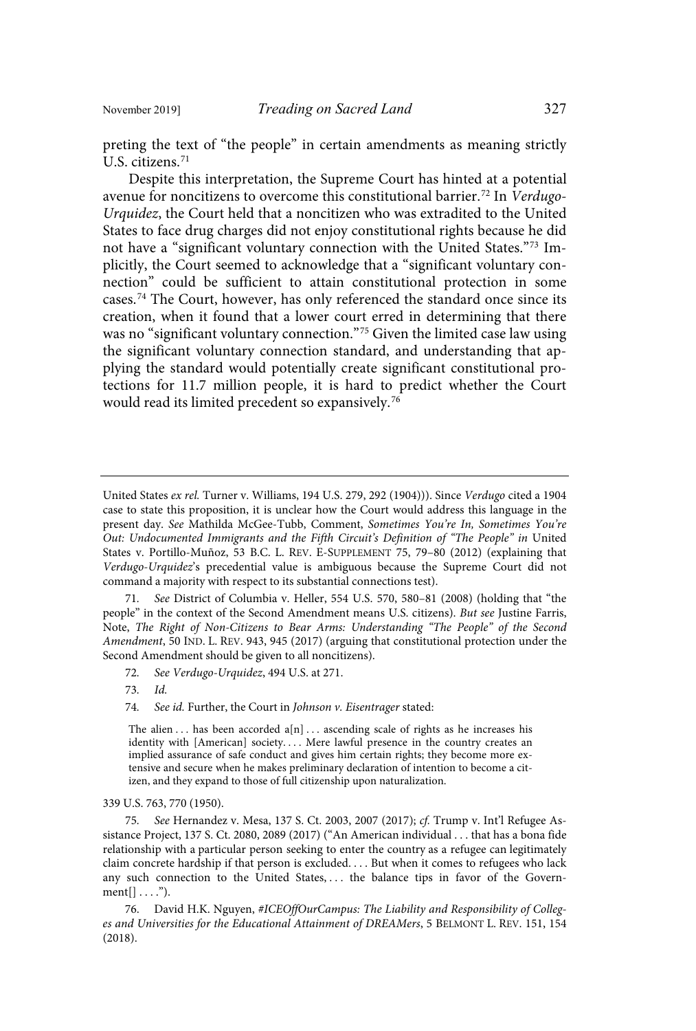preting the text of "the people" in certain amendments as meaning strictly U.S. citizens.[71]

Despite this interpretation, the Supreme Court has hinted at a potential avenue for noncitizens to overcome this constitutional barrier.[72] In *Verdugo-Urquidez*, the Court held that a noncitizen who was extradited to the United States to face drug charges did not enjoy constitutional rights because he did not have a "significant voluntary connection with the United States."[73] Implicitly, the Court seemed to acknowledge that a "significant voluntary connection" could be sufficient to attain constitutional protection in some cases.[74] The Court, however, has only referenced the standard once since its creation, when it found that a lower court erred in determining that there was no "significant voluntary connection."[75] Given the limited case law using the significant voluntary connection standard, and understanding that applying the standard would potentially create significant constitutional protections for 11.7 million people, it is hard to predict whether the Court would read its limited precedent so expansively.[76]

---

United States *ex rel.* Turner v. Williams, 194 U.S. 279, 292 (1904))). Since *Verdugo* cited a 1904 case to state this proposition, it is unclear how the Court would address this language in the present day. *See* Mathilda McGee-Tubb, Comment, *Sometimes You're In, Sometimes You're Out: Undocumented Immigrants and the Fifth Circuit's Definition of "The People" in* United States v. Portillo-Muñoz, 53 B.C. L. REV. E-SUPPLEMENT 75, 79–80 (2012) (explaining that *Verdugo-Urquidez*'s precedential value is ambiguous because the Supreme Court did not command a majority with respect to its substantial connections test).

71. *See* District of Columbia v. Heller, 554 U.S. 570, 580–81 (2008) (holding that "the people" in the context of the Second Amendment means U.S. citizens). *But see* Justine Farris, Note, *The Right of Non-Citizens to Bear Arms: Understanding "The People" of the Second Amendment*, 50 IND. L. REV. 943, 945 (2017) (arguing that constitutional protection under the Second Amendment should be given to all noncitizens).

72. *See Verdugo-Urquidez*, 494 U.S. at 271.

73. *Id.*

74. *See id.* Further, the Court in *Johnson v. Eisentrager* stated:

> The alien . . . has been accorded a[n] . . . ascending scale of rights as he increases his identity with [American] society. . . . Mere lawful presence in the country creates an implied assurance of safe conduct and gives him certain rights; they become more extensive and secure when he makes preliminary declaration of intention to become a citizen, and they expand to those of full citizenship upon naturalization.

339 U.S. 763, 770 (1950).

75. *See* Hernandez v. Mesa, 137 S. Ct. 2003, 2007 (2017); *cf.* Trump v. Int'l Refugee Assistance Project, 137 S. Ct. 2080, 2089 (2017) ("An American individual . . . that has a bona fide relationship with a particular person seeking to enter the country as a refugee can legitimately claim concrete hardship if that person is excluded. . . . But when it comes to refugees who lack any such connection to the United States, . . . the balance tips in favor of the Government[] . . . .").

76. David H.K. Nguyen, *#ICEOffOurCampus: The Liability and Responsibility of Colleges and Universities for the Educational Attainment of DREAMers*, 5 BELMONT L. REV. 151, 154 (2018).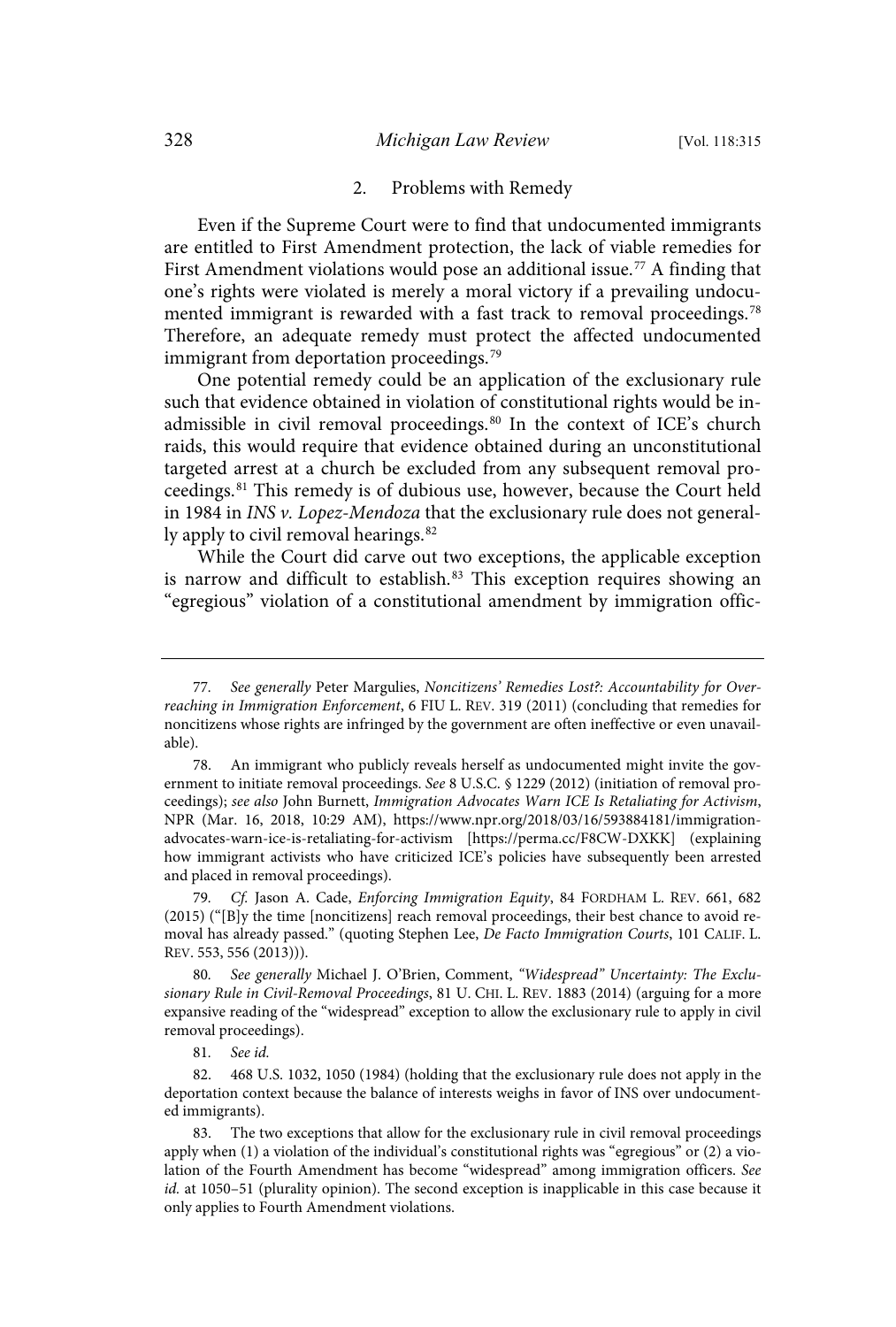### 2. Problems with Remedy

Even if the Supreme Court were to find that undocumented immigrants are entitled to First Amendment protection, the lack of viable remedies for First Amendment violations would pose an additional issue.[77] A finding that one's rights were violated is merely a moral victory if a prevailing undocumented immigrant is rewarded with a fast track to removal proceedings.[78] Therefore, an adequate remedy must protect the affected undocumented immigrant from deportation proceedings.[79]

One potential remedy could be an application of the exclusionary rule such that evidence obtained in violation of constitutional rights would be inadmissible in civil removal proceedings.[80] In the context of ICE's church raids, this would require that evidence obtained during an unconstitutional targeted arrest at a church be excluded from any subsequent removal proceedings.[81] This remedy is of dubious use, however, because the Court held in 1984 in *INS v. Lopez-Mendoza* that the exclusionary rule does not generally apply to civil removal hearings.[82]

While the Court did carve out two exceptions, the applicable exception is narrow and difficult to establish.[83] This exception requires showing an "egregious" violation of a constitutional amendment by immigration offic-

---

77. *See generally* Peter Margulies, *Noncitizens' Remedies Lost?: Accountability for Overreaching in Immigration Enforcement*, 6 FIU L. REV. 319 (2011) (concluding that remedies for noncitizens whose rights are infringed by the government are often ineffective or even unavailable).

78. An immigrant who publicly reveals herself as undocumented might invite the government to initiate removal proceedings. *See* 8 U.S.C. § 1229 (2012) (initiation of removal proceedings); *see also* John Burnett, *Immigration Advocates Warn ICE Is Retaliating for Activism*, NPR (Mar. 16, 2018, 10:29 AM), https://www.npr.org/2018/03/16/593884181/immigration-advocates-warn-ice-is-retaliating-for-activism [https://perma.cc/F8CW-DXKK] (explaining how immigrant activists who have criticized ICE's policies have subsequently been arrested and placed in removal proceedings).

79. *Cf.* Jason A. Cade, *Enforcing Immigration Equity*, 84 FORDHAM L. REV. 661, 682 (2015) ("[B]y the time [noncitizens] reach removal proceedings, their best chance to avoid removal has already passed." (quoting Stephen Lee, *De Facto Immigration Courts*, 101 CALIF. L. REV. 553, 556 (2013))).

80. *See generally* Michael J. O'Brien, Comment, *"Widespread" Uncertainty: The Exclusionary Rule in Civil-Removal Proceedings*, 81 U. CHI. L. REV. 1883 (2014) (arguing for a more expansive reading of the "widespread" exception to allow the exclusionary rule to apply in civil removal proceedings).

81. *See id.*

82. 468 U.S. 1032, 1050 (1984) (holding that the exclusionary rule does not apply in the deportation context because the balance of interests weighs in favor of INS over undocumented immigrants).

83. The two exceptions that allow for the exclusionary rule in civil removal proceedings apply when (1) a violation of the individual's constitutional rights was "egregious" or (2) a violation of the Fourth Amendment has become "widespread" among immigration officers. *See id.* at 1050–51 (plurality opinion). The second exception is inapplicable in this case because it only applies to Fourth Amendment violations.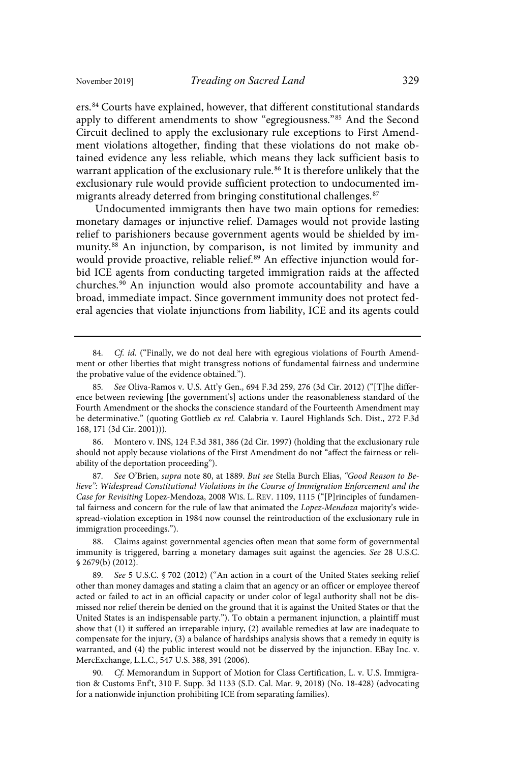ers.[84] Courts have explained, however, that different constitutional standards apply to different amendments to show "egregiousness."[85] And the Second Circuit declined to apply the exclusionary rule exceptions to First Amendment violations altogether, finding that these violations do not make obtained evidence any less reliable, which means they lack sufficient basis to warrant application of the exclusionary rule.[86] It is therefore unlikely that the exclusionary rule would provide sufficient protection to undocumented immigrants already deterred from bringing constitutional challenges.[87]

Undocumented immigrants then have two main options for remedies: monetary damages or injunctive relief. Damages would not provide lasting relief to parishioners because government agents would be shielded by immunity.[88] An injunction, by comparison, is not limited by immunity and would provide proactive, reliable relief.[89] An effective injunction would forbid ICE agents from conducting targeted immigration raids at the affected churches.[90] An injunction would also promote accountability and have a broad, immediate impact. Since government immunity does not protect federal agencies that violate injunctions from liability, ICE and its agents could

---

84. *Cf. id.* ("Finally, we do not deal here with egregious violations of Fourth Amendment or other liberties that might transgress notions of fundamental fairness and undermine the probative value of the evidence obtained.").

85. *See* Oliva-Ramos v. U.S. Att'y Gen., 694 F.3d 259, 276 (3d Cir. 2012) ("[T]he difference between reviewing [the government's] actions under the reasonableness standard of the Fourth Amendment or the shocks the conscience standard of the Fourteenth Amendment may be determinative." (quoting Gottlieb *ex rel.* Calabria v. Laurel Highlands Sch. Dist., 272 F.3d 168, 171 (3d Cir. 2001))).

86. Montero v. INS, 124 F.3d 381, 386 (2d Cir. 1997) (holding that the exclusionary rule should not apply because violations of the First Amendment do not "affect the fairness or reliability of the deportation proceeding").

87. *See* O'Brien, *supra* note 80, at 1889. *But see* Stella Burch Elias, *"Good Reason to Believe": Widespread Constitutional Violations in the Course of Immigration Enforcement and the Case for Revisiting* Lopez-Mendoza, 2008 WIS. L. REV. 1109, 1115 ("[P]rinciples of fundamental fairness and concern for the rule of law that animated the *Lopez-Mendoza* majority's widespread-violation exception in 1984 now counsel the reintroduction of the exclusionary rule in immigration proceedings.").

88. Claims against governmental agencies often mean that some form of governmental immunity is triggered, barring a monetary damages suit against the agencies. *See* 28 U.S.C. § 2679(b) (2012).

89. *See* 5 U.S.C. § 702 (2012) ("An action in a court of the United States seeking relief other than money damages and stating a claim that an agency or an officer or employee thereof acted or failed to act in an official capacity or under color of legal authority shall not be dismissed nor relief therein be denied on the ground that it is against the United States or that the United States is an indispensable party."). To obtain a permanent injunction, a plaintiff must show that (1) it suffered an irreparable injury, (2) available remedies at law are inadequate to compensate for the injury, (3) a balance of hardships analysis shows that a remedy in equity is warranted, and (4) the public interest would not be disserved by the injunction. EBay Inc. v. MercExchange, L.L.C., 547 U.S. 388, 391 (2006).

90. *Cf.* Memorandum in Support of Motion for Class Certification, L. v. U.S. Immigration & Customs Enf't, 310 F. Supp. 3d 1133 (S.D. Cal. Mar. 9, 2018) (No. 18-428) (advocating for a nationwide injunction prohibiting ICE from separating families).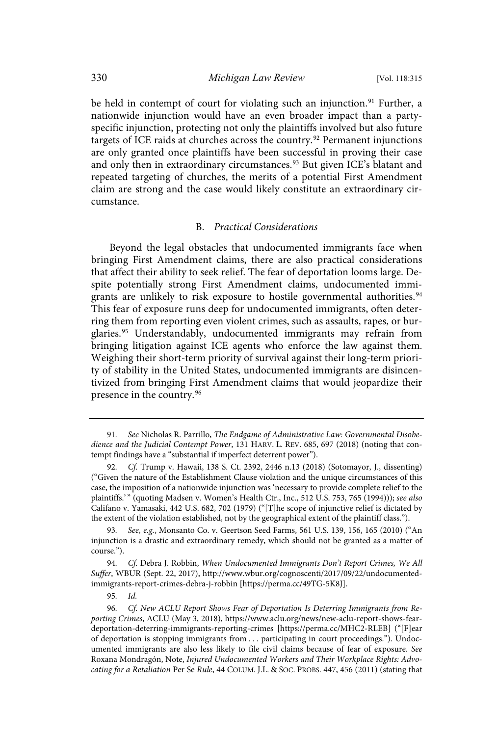be held in contempt of court for violating such an injunction.[91] Further, a nationwide injunction would have an even broader impact than a party-specific injunction, protecting not only the plaintiffs involved but also future targets of ICE raids at churches across the country.[92] Permanent injunctions are only granted once plaintiffs have been successful in proving their case and only then in extraordinary circumstances.[93] But given ICE's blatant and repeated targeting of churches, the merits of a potential First Amendment claim are strong and the case would likely constitute an extraordinary circumstance.

### B. *Practical Considerations*

Beyond the legal obstacles that undocumented immigrants face when bringing First Amendment claims, there are also practical considerations that affect their ability to seek relief. The fear of deportation looms large. Despite potentially strong First Amendment claims, undocumented immigrants are unlikely to risk exposure to hostile governmental authorities.[94] This fear of exposure runs deep for undocumented immigrants, often deterring them from reporting even violent crimes, such as assaults, rapes, or burglaries.[95] Understandably, undocumented immigrants may refrain from bringing litigation against ICE agents who enforce the law against them. Weighing their short-term priority of survival against their long-term priority of stability in the United States, undocumented immigrants are disincentivized from bringing First Amendment claims that would jeopardize their presence in the country.[96]

---

91. *See* Nicholas R. Parrillo, *The Endgame of Administrative Law: Governmental Disobedience and the Judicial Contempt Power*, 131 HARV. L. REV. 685, 697 (2018) (noting that contempt findings have a "substantial if imperfect deterrent power").

92. *Cf.* Trump v. Hawaii, 138 S. Ct. 2392, 2446 n.13 (2018) (Sotomayor, J., dissenting) ("Given the nature of the Establishment Clause violation and the unique circumstances of this case, the imposition of a nationwide injunction was 'necessary to provide complete relief to the plaintiffs.'" (quoting Madsen v. Women's Health Ctr., Inc., 512 U.S. 753, 765 (1994))); *see also* Califano v. Yamasaki, 442 U.S. 682, 702 (1979) ("[T]he scope of injunctive relief is dictated by the extent of the violation established, not by the geographical extent of the plaintiff class.").

93. *See, e.g.*, Monsanto Co. v. Geertson Seed Farms, 561 U.S. 139, 156, 165 (2010) ("An injunction is a drastic and extraordinary remedy, which should not be granted as a matter of course.").

94. *Cf.* Debra J. Robbin, *When Undocumented Immigrants Don't Report Crimes, We All Suffer*, WBUR (Sept. 22, 2017), http://www.wbur.org/cognoscenti/2017/09/22/undocumented-immigrants-report-crimes-debra-j-robbin [https://perma.cc/49TG-5K8J].

95. *Id.*

96. *Cf. New ACLU Report Shows Fear of Deportation Is Deterring Immigrants from Reporting Crimes*, ACLU (May 3, 2018), https://www.aclu.org/news/new-aclu-report-shows-fear-deportation-deterring-immigrants-reporting-crimes [https://perma.cc/MHC2-RLEB] ("[F]ear of deportation is stopping immigrants from . . . participating in court proceedings."). Undocumented immigrants are also less likely to file civil claims because of fear of exposure. *See* Roxana Mondragón, Note, *Injured Undocumented Workers and Their Workplace Rights: Advocating for a Retaliation* Per Se *Rule*, 44 COLUM. J.L. & SOC. PROBS. 447, 456 (2011) (stating that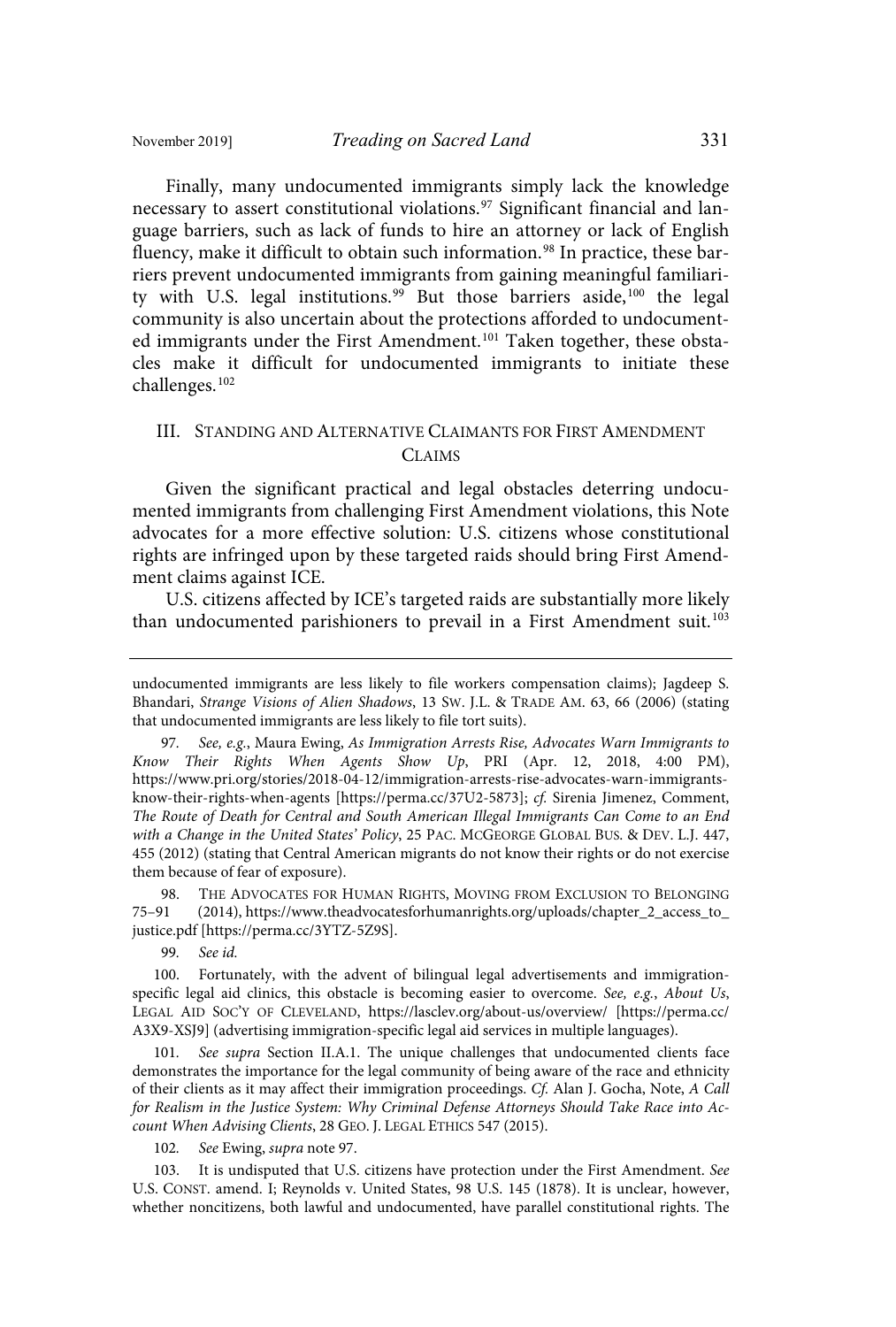Finally, many undocumented immigrants simply lack the knowledge necessary to assert constitutional violations.[97] Significant financial and language barriers, such as lack of funds to hire an attorney or lack of English fluency, make it difficult to obtain such information.[98] In practice, these barriers prevent undocumented immigrants from gaining meaningful familiarity with U.S. legal institutions.[99] But those barriers aside,[100] the legal community is also uncertain about the protections afforded to undocumented immigrants under the First Amendment.[101] Taken together, these obstacles make it difficult for undocumented immigrants to initiate these challenges.[102]

## III. STANDING AND ALTERNATIVE CLAIMANTS FOR FIRST AMENDMENT CLAIMS

Given the significant practical and legal obstacles deterring undocumented immigrants from challenging First Amendment violations, this Note advocates for a more effective solution: U.S. citizens whose constitutional rights are infringed upon by these targeted raids should bring First Amendment claims against ICE.

U.S. citizens affected by ICE's targeted raids are substantially more likely than undocumented parishioners to prevail in a First Amendment suit.[103]

---

undocumented immigrants are less likely to file workers compensation claims); Jagdeep S. Bhandari, *Strange Visions of Alien Shadows*, 13 SW. J.L. & TRADE AM. 63, 66 (2006) (stating that undocumented immigrants are less likely to file tort suits).

97. *See, e.g.*, Maura Ewing, *As Immigration Arrests Rise, Advocates Warn Immigrants to Know Their Rights When Agents Show Up*, PRI (Apr. 12, 2018, 4:00 PM), https://www.pri.org/stories/2018-04-12/immigration-arrests-rise-advocates-warn-immigrants-know-their-rights-when-agents [https://perma.cc/37U2-5873]; *cf.* Sirenia Jimenez, Comment, *The Route of Death for Central and South American Illegal Immigrants Can Come to an End with a Change in the United States' Policy*, 25 PAC. MCGEORGE GLOBAL BUS. & DEV. L.J. 447, 455 (2012) (stating that Central American migrants do not know their rights or do not exercise them because of fear of exposure).

98. THE ADVOCATES FOR HUMAN RIGHTS, MOVING FROM EXCLUSION TO BELONGING 75–91 (2014), https://www.theadvocatesforhumanrights.org/uploads/chapter_2_access_to_justice.pdf [https://perma.cc/3YTZ-5Z9S].

99. *See id.*

100. Fortunately, with the advent of bilingual legal advertisements and immigration-specific legal aid clinics, this obstacle is becoming easier to overcome. *See, e.g.*, *About Us*, LEGAL AID SOC'Y OF CLEVELAND, https://lasclev.org/about-us/overview/ [https://perma.cc/A3X9-XSJ9] (advertising immigration-specific legal aid services in multiple languages).

101. *See supra* Section II.A.1. The unique challenges that undocumented clients face demonstrates the importance for the legal community of being aware of the race and ethnicity of their clients as it may affect their immigration proceedings. *Cf.* Alan J. Gocha, Note, *A Call for Realism in the Justice System: Why Criminal Defense Attorneys Should Take Race into Account When Advising Clients*, 28 GEO. J. LEGAL ETHICS 547 (2015).

102. *See* Ewing, *supra* note 97.

103. It is undisputed that U.S. citizens have protection under the First Amendment. *See* U.S. CONST. amend. I; Reynolds v. United States, 98 U.S. 145 (1878). It is unclear, however, whether noncitizens, both lawful and undocumented, have parallel constitutional rights. The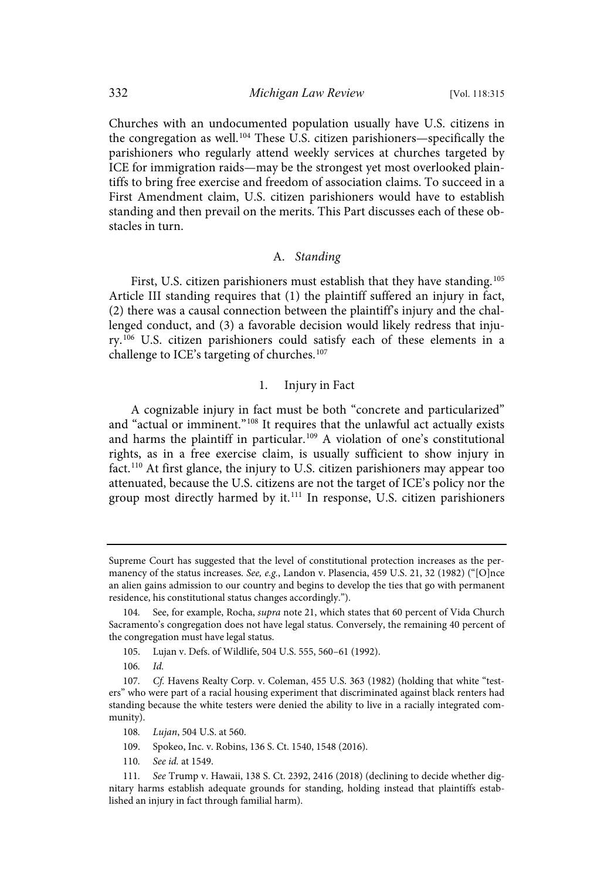Churches with an undocumented population usually have U.S. citizens in the congregation as well.[104] These U.S. citizen parishioners—specifically the parishioners who regularly attend weekly services at churches targeted by ICE for immigration raids—may be the strongest yet most overlooked plaintiffs to bring free exercise and freedom of association claims. To succeed in a First Amendment claim, U.S. citizen parishioners would have to establish standing and then prevail on the merits. This Part discusses each of these obstacles in turn.

### A. *Standing*

First, U.S. citizen parishioners must establish that they have standing.[105] Article III standing requires that (1) the plaintiff suffered an injury in fact, (2) there was a causal connection between the plaintiff's injury and the challenged conduct, and (3) a favorable decision would likely redress that injury.[106] U.S. citizen parishioners could satisfy each of these elements in a challenge to ICE's targeting of churches.[107]

#### 1. Injury in Fact

A cognizable injury in fact must be both "concrete and particularized" and "actual or imminent."[108] It requires that the unlawful act actually exists and harms the plaintiff in particular.[109] A violation of one's constitutional rights, as in a free exercise claim, is usually sufficient to show injury in fact.[110] At first glance, the injury to U.S. citizen parishioners may appear too attenuated, because the U.S. citizens are not the target of ICE's policy nor the group most directly harmed by it.[111] In response, U.S. citizen parishioners

---

Supreme Court has suggested that the level of constitutional protection increases as the permanency of the status increases. *See, e.g.*, Landon v. Plasencia, 459 U.S. 21, 32 (1982) ("[O]nce an alien gains admission to our country and begins to develop the ties that go with permanent residence, his constitutional status changes accordingly.").

104. See, for example, Rocha, *supra* note 21, which states that 60 percent of Vida Church Sacramento's congregation does not have legal status. Conversely, the remaining 40 percent of the congregation must have legal status.

105. Lujan v. Defs. of Wildlife, 504 U.S. 555, 560–61 (1992).

106. *Id.*

107. *Cf.* Havens Realty Corp. v. Coleman, 455 U.S. 363 (1982) (holding that white "testers" who were part of a racial housing experiment that discriminated against black renters had standing because the white testers were denied the ability to live in a racially integrated community).

108. *Lujan*, 504 U.S. at 560.

109. Spokeo, Inc. v. Robins, 136 S. Ct. 1540, 1548 (2016).

110. *See id.* at 1549.

111. *See* Trump v. Hawaii, 138 S. Ct. 2392, 2416 (2018) (declining to decide whether dignitary harms establish adequate grounds for standing, holding instead that plaintiffs established an injury in fact through familial harm).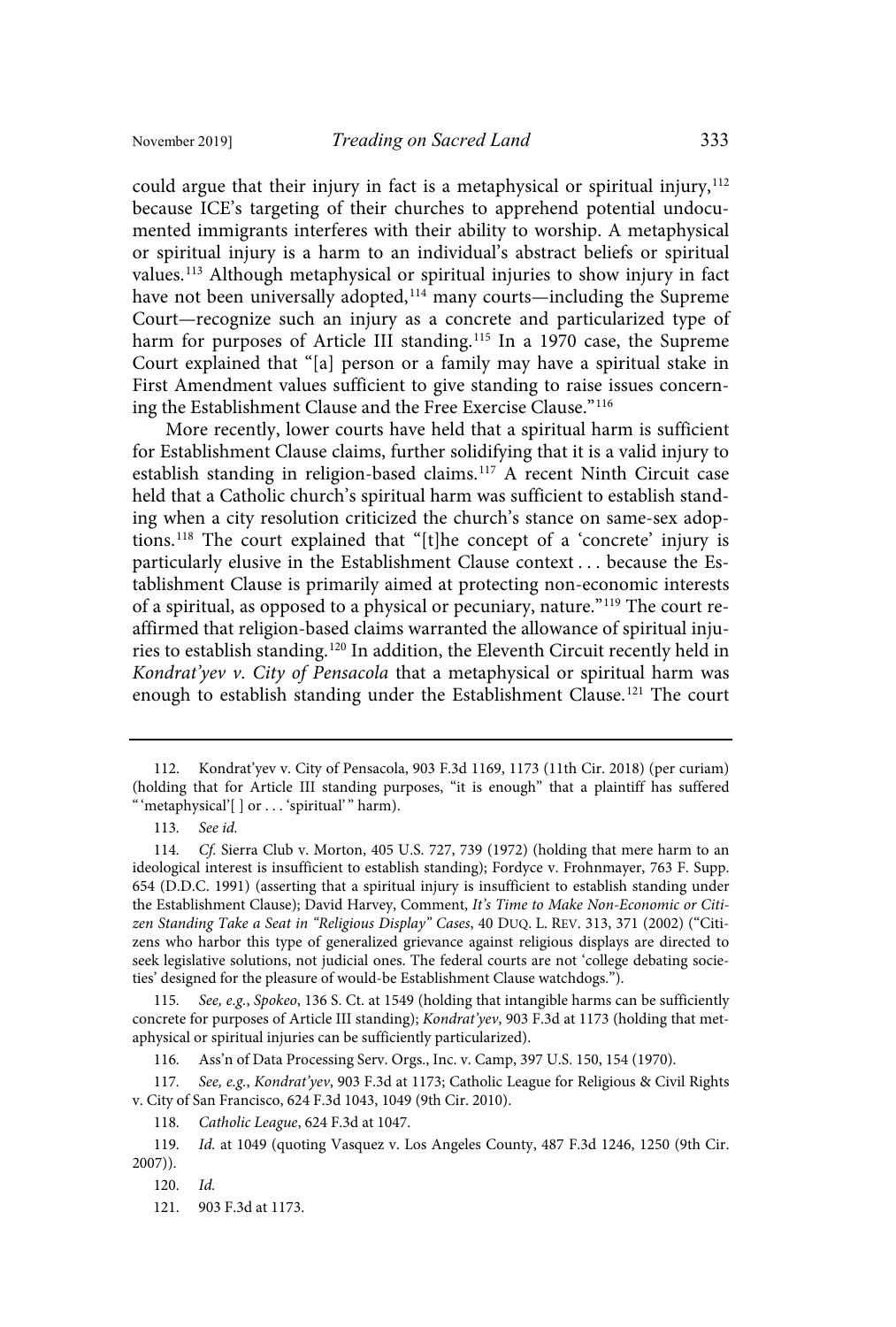could argue that their injury in fact is a metaphysical or spiritual injury,[112] because ICE's targeting of their churches to apprehend potential undocumented immigrants interferes with their ability to worship. A metaphysical or spiritual injury is a harm to an individual's abstract beliefs or spiritual values.[113] Although metaphysical or spiritual injuries to show injury in fact have not been universally adopted,[114] many courts—including the Supreme Court—recognize such an injury as a concrete and particularized type of harm for purposes of Article III standing.[115] In a 1970 case, the Supreme Court explained that "[a] person or a family may have a spiritual stake in First Amendment values sufficient to give standing to raise issues concerning the Establishment Clause and the Free Exercise Clause."[116]

More recently, lower courts have held that a spiritual harm is sufficient for Establishment Clause claims, further solidifying that it is a valid injury to establish standing in religion-based claims.[117] A recent Ninth Circuit case held that a Catholic church's spiritual harm was sufficient to establish standing when a city resolution criticized the church's stance on same-sex adoptions.[118] The court explained that "[t]he concept of a 'concrete' injury is particularly elusive in the Establishment Clause context . . . because the Establishment Clause is primarily aimed at protecting non-economic interests of a spiritual, as opposed to a physical or pecuniary, nature."[119] The court reaffirmed that religion-based claims warranted the allowance of spiritual injuries to establish standing.[120] In addition, the Eleventh Circuit recently held in *Kondrat'yev v. City of Pensacola* that a metaphysical or spiritual harm was enough to establish standing under the Establishment Clause.[121] The court

---

112. Kondrat'yev v. City of Pensacola, 903 F.3d 1169, 1173 (11th Cir. 2018) (per curiam) (holding that for Article III standing purposes, "it is enough" that a plaintiff has suffered "'metaphysical'[ ] or . . . 'spiritual'" harm).

113. *See id.*

114. *Cf.* Sierra Club v. Morton, 405 U.S. 727, 739 (1972) (holding that mere harm to an ideological interest is insufficient to establish standing); Fordyce v. Frohnmayer, 763 F. Supp. 654 (D.D.C. 1991) (asserting that a spiritual injury is insufficient to establish standing under the Establishment Clause); David Harvey, Comment, *It's Time to Make Non-Economic or Citizen Standing Take a Seat in "Religious Display" Cases*, 40 DUQ. L. REV. 313, 371 (2002) ("Citizens who harbor this type of generalized grievance against religious displays are directed to seek legislative solutions, not judicial ones. The federal courts are not 'college debating societies' designed for the pleasure of would-be Establishment Clause watchdogs.").

115. *See, e.g.*, *Spokeo*, 136 S. Ct. at 1549 (holding that intangible harms can be sufficiently concrete for purposes of Article III standing); *Kondrat'yev*, 903 F.3d at 1173 (holding that metaphysical or spiritual injuries can be sufficiently particularized).

116. Ass'n of Data Processing Serv. Orgs., Inc. v. Camp, 397 U.S. 150, 154 (1970).

117. *See, e.g.*, *Kondrat'yev*, 903 F.3d at 1173; Catholic League for Religious & Civil Rights v. City of San Francisco, 624 F.3d 1043, 1049 (9th Cir. 2010).

118. *Catholic League*, 624 F.3d at 1047.

119. *Id.* at 1049 (quoting Vasquez v. Los Angeles County, 487 F.3d 1246, 1250 (9th Cir. 2007)).

120. *Id.*

121. 903 F.3d at 1173.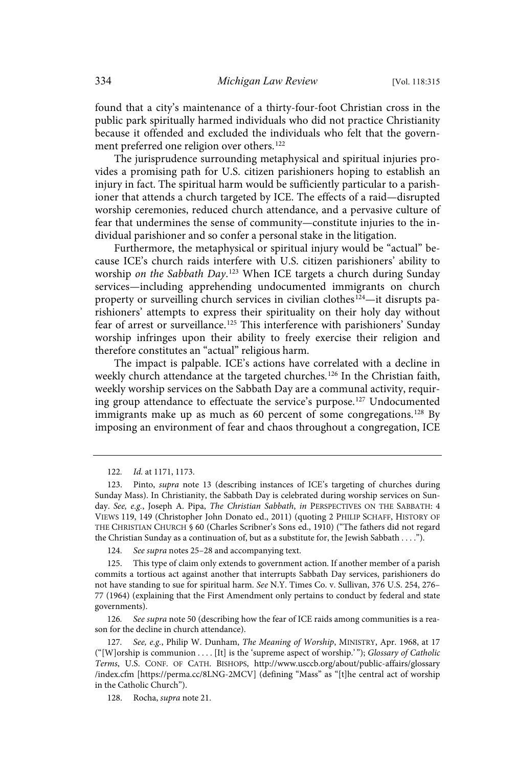found that a city's maintenance of a thirty-four-foot Christian cross in the public park spiritually harmed individuals who did not practice Christianity because it offended and excluded the individuals who felt that the government preferred one religion over others.[122]

The jurisprudence surrounding metaphysical and spiritual injuries provides a promising path for U.S. citizen parishioners hoping to establish an injury in fact. The spiritual harm would be sufficiently particular to a parishioner that attends a church targeted by ICE. The effects of a raid—disrupted worship ceremonies, reduced church attendance, and a pervasive culture of fear that undermines the sense of community—constitute injuries to the individual parishioner and so confer a personal stake in the litigation.

Furthermore, the metaphysical or spiritual injury would be "actual" because ICE's church raids interfere with U.S. citizen parishioners' ability to worship *on the Sabbath Day*.[123] When ICE targets a church during Sunday services—including apprehending undocumented immigrants on church property or surveilling church services in civilian clothes[124]—it disrupts parishioners' attempts to express their spirituality on their holy day without fear of arrest or surveillance.[125] This interference with parishioners' Sunday worship infringes upon their ability to freely exercise their religion and therefore constitutes an "actual" religious harm.

The impact is palpable. ICE's actions have correlated with a decline in weekly church attendance at the targeted churches.[126] In the Christian faith, weekly worship services on the Sabbath Day are a communal activity, requiring group attendance to effectuate the service's purpose.[127] Undocumented immigrants make up as much as 60 percent of some congregations.[128] By imposing an environment of fear and chaos throughout a congregation, ICE

---

122. *Id.* at 1171, 1173.

123. Pinto, *supra* note 13 (describing instances of ICE's targeting of churches during Sunday Mass). In Christianity, the Sabbath Day is celebrated during worship services on Sunday. *See, e.g.*, Joseph A. Pipa, *The Christian Sabbath*, *in* PERSPECTIVES ON THE SABBATH: 4 VIEWS 119, 149 (Christopher John Donato ed., 2011) (quoting 2 PHILIP SCHAFF, HISTORY OF THE CHRISTIAN CHURCH § 60 (Charles Scribner's Sons ed., 1910) ("The fathers did not regard the Christian Sunday as a continuation of, but as a substitute for, the Jewish Sabbath . . . .").

124. *See supra* notes 25–28 and accompanying text.

125. This type of claim only extends to government action. If another member of a parish commits a tortious act against another that interrupts Sabbath Day services, parishioners do not have standing to sue for spiritual harm. *See* N.Y. Times Co. v. Sullivan, 376 U.S. 254, 276–77 (1964) (explaining that the First Amendment only pertains to conduct by federal and state governments).

126. *See supra* note 50 (describing how the fear of ICE raids among communities is a reason for the decline in church attendance).

127. *See, e.g.*, Philip W. Dunham, *The Meaning of Worship*, MINISTRY, Apr. 1968, at 17 ("[W]orship is communion . . . . [It] is the 'supreme aspect of worship.' "); *Glossary of Catholic Terms*, U.S. CONF. OF CATH. BISHOPS, http://www.usccb.org/about/public-affairs/glossary/index.cfm [https://perma.cc/8LNG-2MCV] (defining "Mass" as "[t]he central act of worship in the Catholic Church").

128. Rocha, *supra* note 21.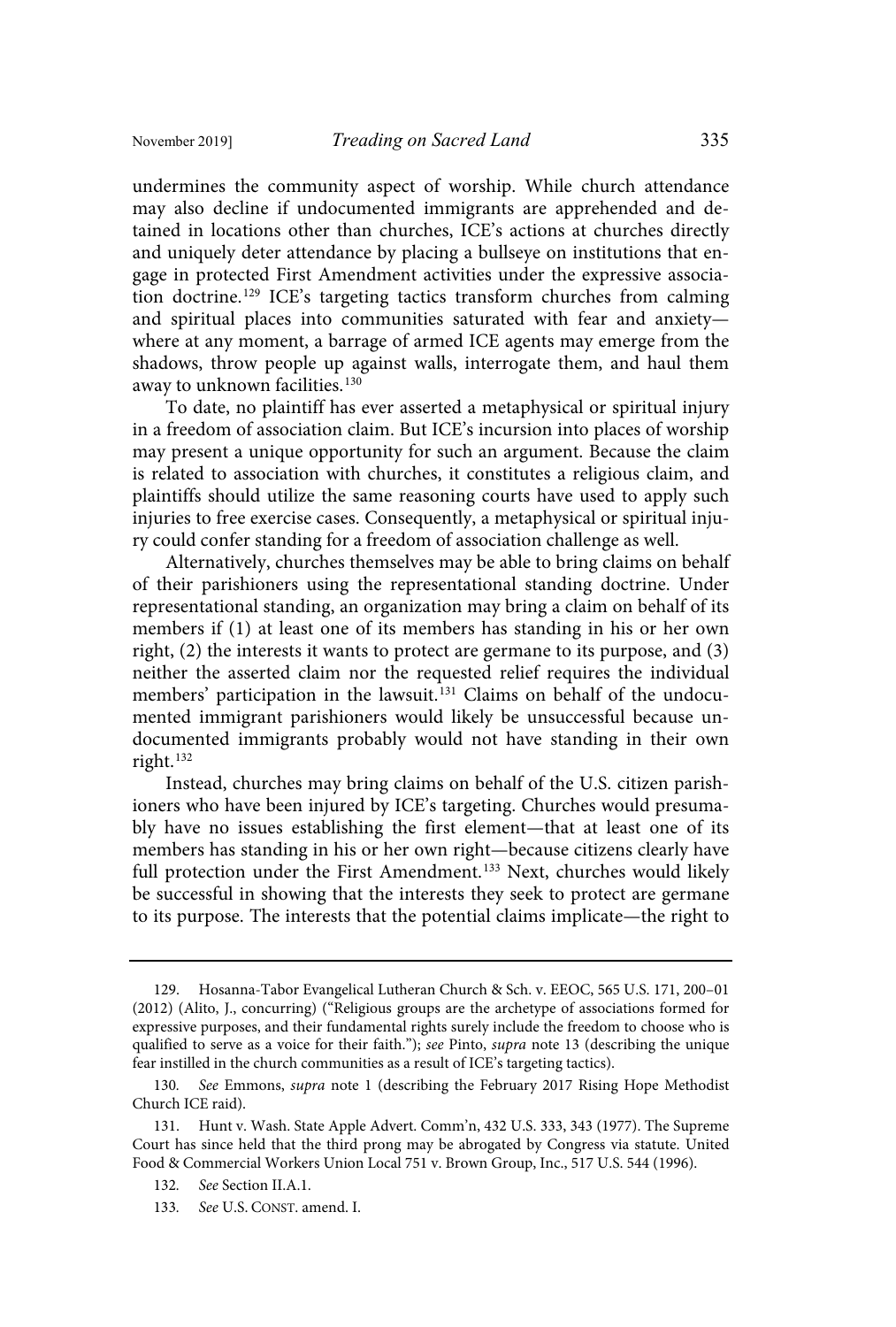undermines the community aspect of worship. While church attendance may also decline if undocumented immigrants are apprehended and detained in locations other than churches, ICE's actions at churches directly and uniquely deter attendance by placing a bullseye on institutions that engage in protected First Amendment activities under the expressive association doctrine.[129] ICE's targeting tactics transform churches from calming and spiritual places into communities saturated with fear and anxiety—where at any moment, a barrage of armed ICE agents may emerge from the shadows, throw people up against walls, interrogate them, and haul them away to unknown facilities.[130]

To date, no plaintiff has ever asserted a metaphysical or spiritual injury in a freedom of association claim. But ICE's incursion into places of worship may present a unique opportunity for such an argument. Because the claim is related to association with churches, it constitutes a religious claim, and plaintiffs should utilize the same reasoning courts have used to apply such injuries to free exercise cases. Consequently, a metaphysical or spiritual injury could confer standing for a freedom of association challenge as well.

Alternatively, churches themselves may be able to bring claims on behalf of their parishioners using the representational standing doctrine. Under representational standing, an organization may bring a claim on behalf of its members if (1) at least one of its members has standing in his or her own right, (2) the interests it wants to protect are germane to its purpose, and (3) neither the asserted claim nor the requested relief requires the individual members' participation in the lawsuit.[131] Claims on behalf of the undocumented immigrant parishioners would likely be unsuccessful because undocumented immigrants probably would not have standing in their own right.[132]

Instead, churches may bring claims on behalf of the U.S. citizen parishioners who have been injured by ICE's targeting. Churches would presumably have no issues establishing the first element—that at least one of its members has standing in his or her own right—because citizens clearly have full protection under the First Amendment.[133] Next, churches would likely be successful in showing that the interests they seek to protect are germane to its purpose. The interests that the potential claims implicate—the right to

---

129. Hosanna-Tabor Evangelical Lutheran Church & Sch. v. EEOC, 565 U.S. 171, 200–01 (2012) (Alito, J., concurring) ("Religious groups are the archetype of associations formed for expressive purposes, and their fundamental rights surely include the freedom to choose who is qualified to serve as a voice for their faith."); *see* Pinto, *supra* note 13 (describing the unique fear instilled in the church communities as a result of ICE's targeting tactics).

130. *See* Emmons, *supra* note 1 (describing the February 2017 Rising Hope Methodist Church ICE raid).

131. Hunt v. Wash. State Apple Advert. Comm'n, 432 U.S. 333, 343 (1977). The Supreme Court has since held that the third prong may be abrogated by Congress via statute. United Food & Commercial Workers Union Local 751 v. Brown Group, Inc., 517 U.S. 544 (1996).

132. *See* Section II.A.1.

133. *See* U.S. CONST. amend. I.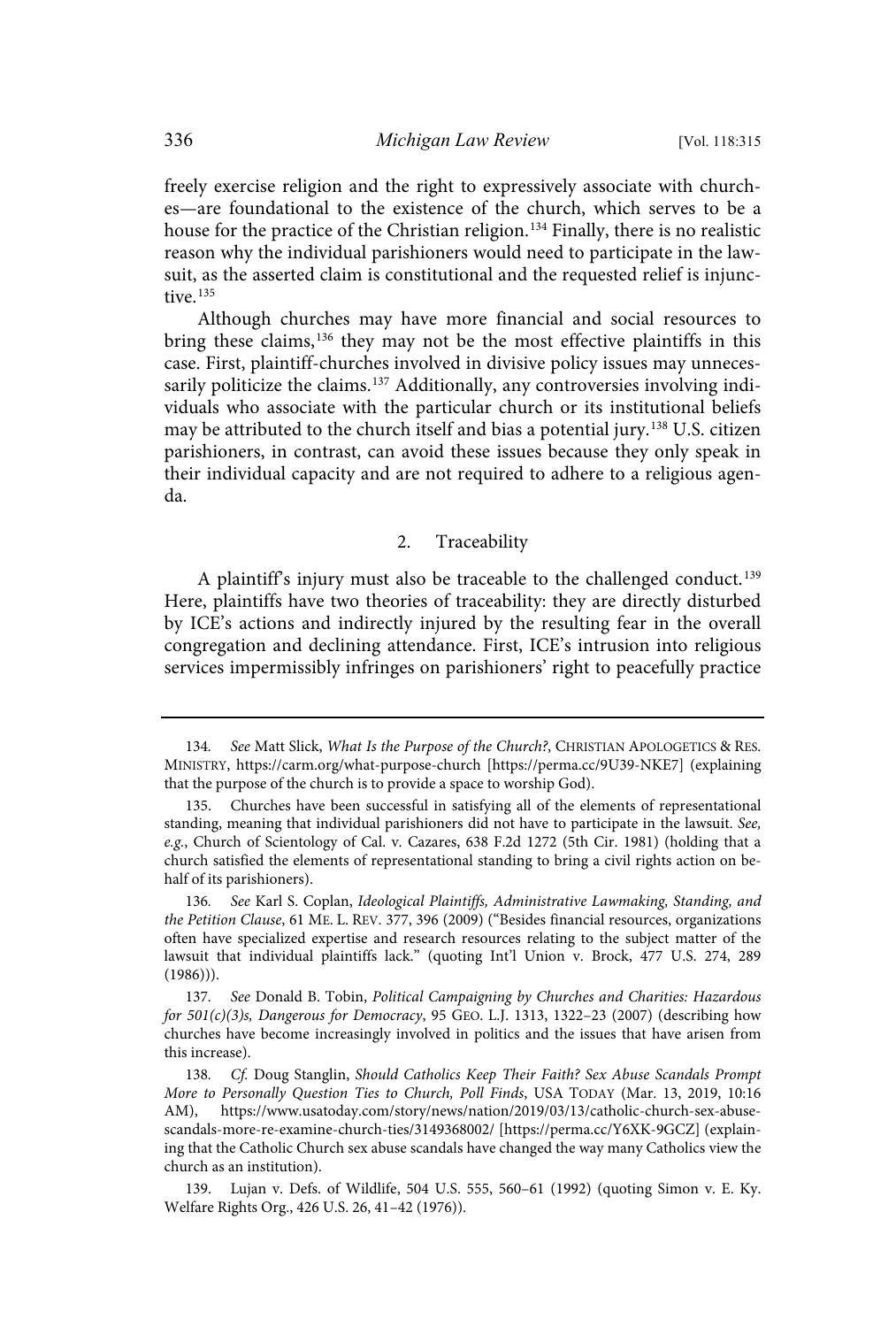freely exercise religion and the right to expressively associate with churches—are foundational to the existence of the church, which serves to be a house for the practice of the Christian religion.[134] Finally, there is no realistic reason why the individual parishioners would need to participate in the lawsuit, as the asserted claim is constitutional and the requested relief is injunctive.[135]

Although churches may have more financial and social resources to bring these claims,[136] they may not be the most effective plaintiffs in this case. First, plaintiff-churches involved in divisive policy issues may unnecessarily politicize the claims.[137] Additionally, any controversies involving individuals who associate with the particular church or its institutional beliefs may be attributed to the church itself and bias a potential jury.[138] U.S. citizen parishioners, in contrast, can avoid these issues because they only speak in their individual capacity and are not required to adhere to a religious agenda.

### 2. Traceability

A plaintiff's injury must also be traceable to the challenged conduct.[139] Here, plaintiffs have two theories of traceability: they are directly disturbed by ICE's actions and indirectly injured by the resulting fear in the overall congregation and declining attendance. First, ICE's intrusion into religious services impermissibly infringes on parishioners' right to peacefully practice

---

134. *See* Matt Slick, *What Is the Purpose of the Church?*, CHRISTIAN APOLOGETICS & RES. MINISTRY, https://carm.org/what-purpose-church [https://perma.cc/9U39-NKE7] (explaining that the purpose of the church is to provide a space to worship God).

135. Churches have been successful in satisfying all of the elements of representational standing, meaning that individual parishioners did not have to participate in the lawsuit. *See, e.g.*, Church of Scientology of Cal. v. Cazares, 638 F.2d 1272 (5th Cir. 1981) (holding that a church satisfied the elements of representational standing to bring a civil rights action on behalf of its parishioners).

136. *See* Karl S. Coplan, *Ideological Plaintiffs, Administrative Lawmaking, Standing, and the Petition Clause*, 61 ME. L. REV. 377, 396 (2009) ("Besides financial resources, organizations often have specialized expertise and research resources relating to the subject matter of the lawsuit that individual plaintiffs lack." (quoting Int'l Union v. Brock, 477 U.S. 274, 289 (1986))).

137. *See* Donald B. Tobin, *Political Campaigning by Churches and Charities: Hazardous for 501(c)(3)s, Dangerous for Democracy*, 95 GEO. L.J. 1313, 1322–23 (2007) (describing how churches have become increasingly involved in politics and the issues that have arisen from this increase).

138. *Cf.* Doug Stanglin, *Should Catholics Keep Their Faith? Sex Abuse Scandals Prompt More to Personally Question Ties to Church, Poll Finds*, USA TODAY (Mar. 13, 2019, 10:16 AM), https://www.usatoday.com/story/news/nation/2019/03/13/catholic-church-sex-abuse-scandals-more-re-examine-church-ties/3149368002/ [https://perma.cc/Y6XK-9GCZ] (explaining that the Catholic Church sex abuse scandals have changed the way many Catholics view the church as an institution).

139. Lujan v. Defs. of Wildlife, 504 U.S. 555, 560–61 (1992) (quoting Simon v. E. Ky. Welfare Rights Org., 426 U.S. 26, 41–42 (1976)).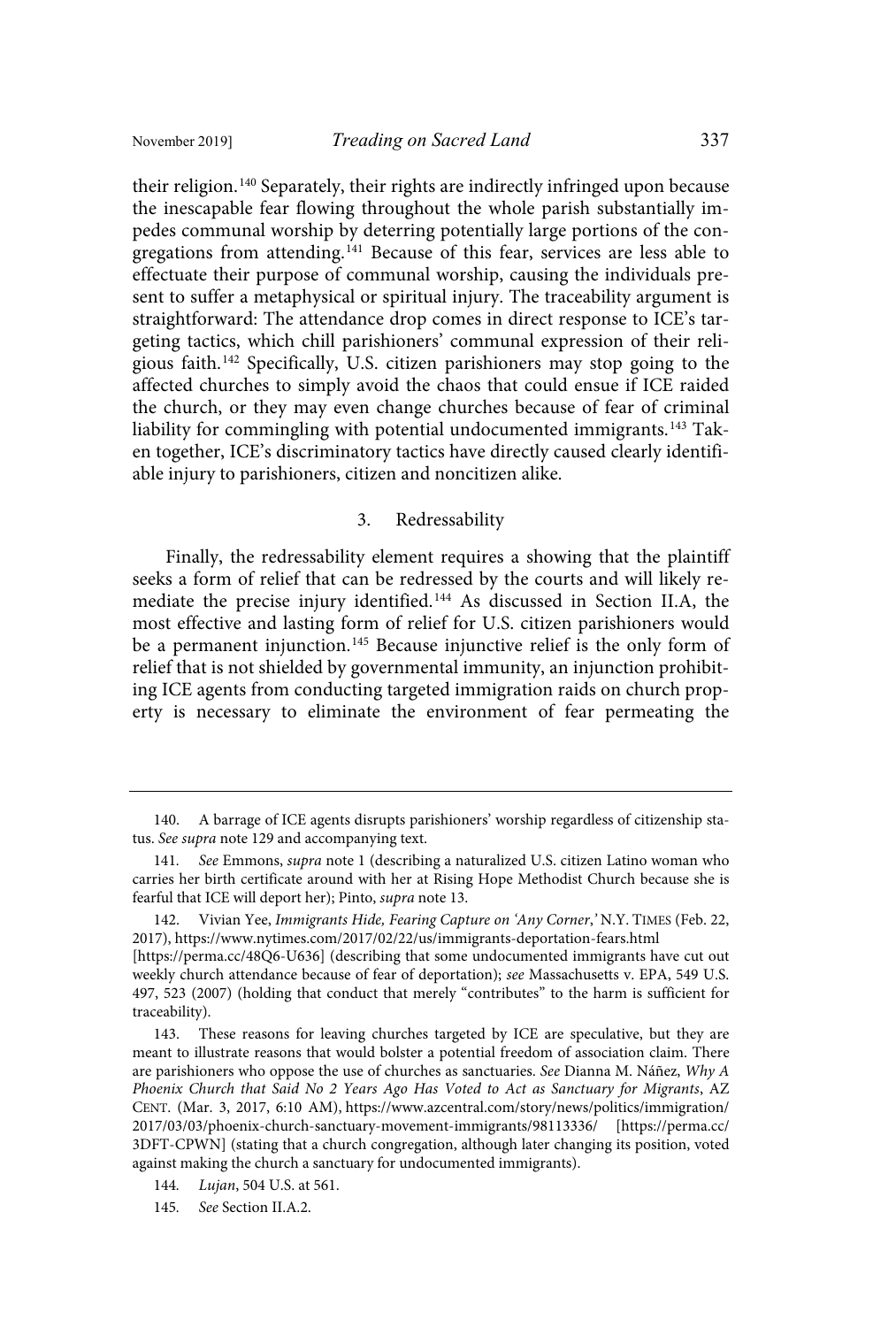their religion.[140] Separately, their rights are indirectly infringed upon because the inescapable fear flowing throughout the whole parish substantially impedes communal worship by deterring potentially large portions of the congregations from attending.[141] Because of this fear, services are less able to effectuate their purpose of communal worship, causing the individuals present to suffer a metaphysical or spiritual injury. The traceability argument is straightforward: The attendance drop comes in direct response to ICE's targeting tactics, which chill parishioners' communal expression of their religious faith.[142] Specifically, U.S. citizen parishioners may stop going to the affected churches to simply avoid the chaos that could ensue if ICE raided the church, or they may even change churches because of fear of criminal liability for commingling with potential undocumented immigrants.[143] Taken together, ICE's discriminatory tactics have directly caused clearly identifiable injury to parishioners, citizen and noncitizen alike.

### 3. Redressability

Finally, the redressability element requires a showing that the plaintiff seeks a form of relief that can be redressed by the courts and will likely remediate the precise injury identified.[144] As discussed in Section II.A, the most effective and lasting form of relief for U.S. citizen parishioners would be a permanent injunction.[145] Because injunctive relief is the only form of relief that is not shielded by governmental immunity, an injunction prohibiting ICE agents from conducting targeted immigration raids on church property is necessary to eliminate the environment of fear permeating the

---

140. A barrage of ICE agents disrupts parishioners' worship regardless of citizenship status. *See supra* note 129 and accompanying text.

141. *See* Emmons, *supra* note 1 (describing a naturalized U.S. citizen Latino woman who carries her birth certificate around with her at Rising Hope Methodist Church because she is fearful that ICE will deport her); Pinto, *supra* note 13.

142. Vivian Yee, *Immigrants Hide, Fearing Capture on 'Any Corner,'* N.Y. TIMES (Feb. 22, 2017), https://www.nytimes.com/2017/02/22/us/immigrants-deportation-fears.html [https://perma.cc/48Q6-U636] (describing that some undocumented immigrants have cut out weekly church attendance because of fear of deportation); *see* Massachusetts v. EPA, 549 U.S. 497, 523 (2007) (holding that conduct that merely "contributes" to the harm is sufficient for traceability).

143. These reasons for leaving churches targeted by ICE are speculative, but they are meant to illustrate reasons that would bolster a potential freedom of association claim. There are parishioners who oppose the use of churches as sanctuaries. *See* Dianna M. Náñez, *Why A Phoenix Church that Said No 2 Years Ago Has Voted to Act as Sanctuary for Migrants*, AZ CENT. (Mar. 3, 2017, 6:10 AM), https://www.azcentral.com/story/news/politics/immigration/2017/03/03/phoenix-church-sanctuary-movement-immigrants/98113336/ [https://perma.cc/3DFT-CPWN] (stating that a church congregation, although later changing its position, voted against making the church a sanctuary for undocumented immigrants).

144. *Lujan*, 504 U.S. at 561.

145. *See* Section II.A.2.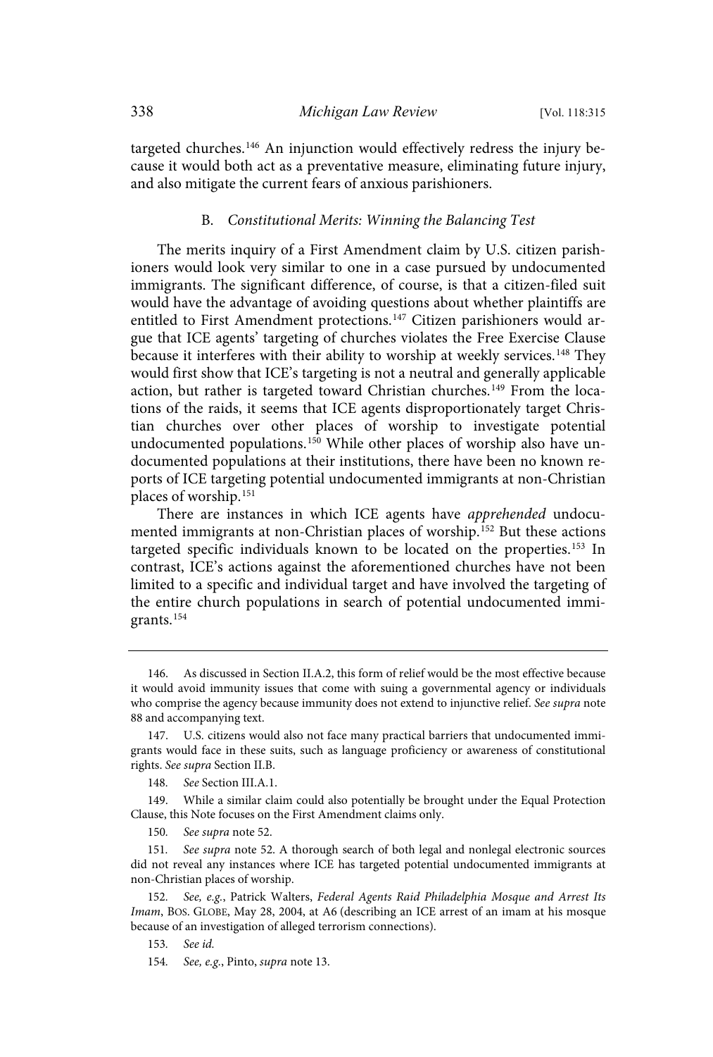targeted churches.[146] An injunction would effectively redress the injury because it would both act as a preventative measure, eliminating future injury, and also mitigate the current fears of anxious parishioners.

### B. *Constitutional Merits: Winning the Balancing Test*

The merits inquiry of a First Amendment claim by U.S. citizen parishioners would look very similar to one in a case pursued by undocumented immigrants. The significant difference, of course, is that a citizen-filed suit would have the advantage of avoiding questions about whether plaintiffs are entitled to First Amendment protections.[147] Citizen parishioners would argue that ICE agents' targeting of churches violates the Free Exercise Clause because it interferes with their ability to worship at weekly services.[148] They would first show that ICE's targeting is not a neutral and generally applicable action, but rather is targeted toward Christian churches.[149] From the locations of the raids, it seems that ICE agents disproportionately target Christian churches over other places of worship to investigate potential undocumented populations.[150] While other places of worship also have undocumented populations at their institutions, there have been no known reports of ICE targeting potential undocumented immigrants at non-Christian places of worship.[151]

There are instances in which ICE agents have *apprehended* undocumented immigrants at non-Christian places of worship.[152] But these actions targeted specific individuals known to be located on the properties.[153] In contrast, ICE's actions against the aforementioned churches have not been limited to a specific and individual target and have involved the targeting of the entire church populations in search of potential undocumented immigrants.[154]

---

146. As discussed in Section II.A.2, this form of relief would be the most effective because it would avoid immunity issues that come with suing a governmental agency or individuals who comprise the agency because immunity does not extend to injunctive relief. *See supra* note 88 and accompanying text.

147. U.S. citizens would also not face many practical barriers that undocumented immigrants would face in these suits, such as language proficiency or awareness of constitutional rights. *See supra* Section II.B.

148. *See* Section III.A.1.

149. While a similar claim could also potentially be brought under the Equal Protection Clause, this Note focuses on the First Amendment claims only.

150. *See supra* note 52.

151. *See supra* note 52. A thorough search of both legal and nonlegal electronic sources did not reveal any instances where ICE has targeted potential undocumented immigrants at non-Christian places of worship.

152. *See, e.g.*, Patrick Walters, *Federal Agents Raid Philadelphia Mosque and Arrest Its Imam*, BOS. GLOBE, May 28, 2004, at A6 (describing an ICE arrest of an imam at his mosque because of an investigation of alleged terrorism connections).

153. *See id.*

154. *See, e.g.*, Pinto, *supra* note 13.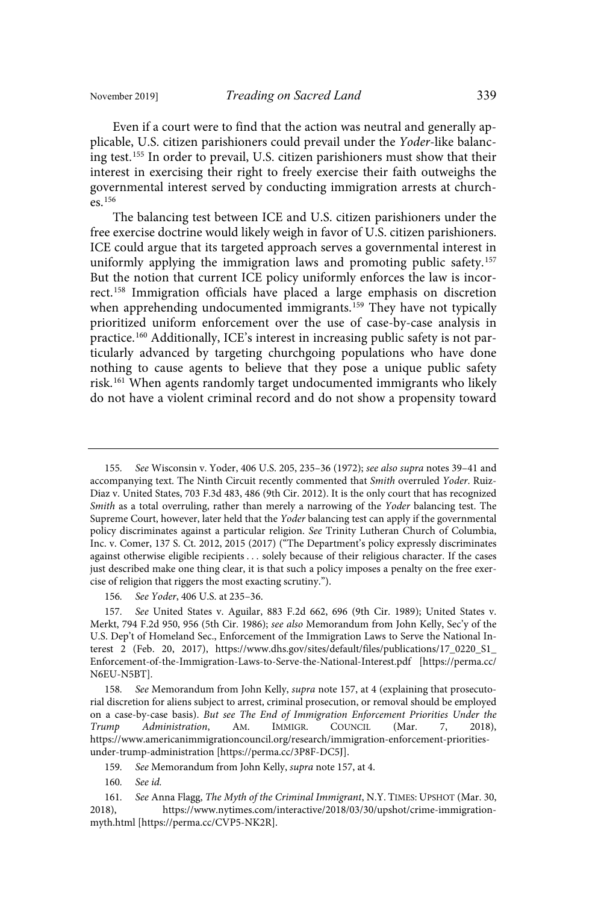Even if a court were to find that the action was neutral and generally applicable, U.S. citizen parishioners could prevail under the *Yoder*-like balancing test.[155] In order to prevail, U.S. citizen parishioners must show that their interest in exercising their right to freely exercise their faith outweighs the governmental interest served by conducting immigration arrests at churches.[156]

The balancing test between ICE and U.S. citizen parishioners under the free exercise doctrine would likely weigh in favor of U.S. citizen parishioners. ICE could argue that its targeted approach serves a governmental interest in uniformly applying the immigration laws and promoting public safety.[157] But the notion that current ICE policy uniformly enforces the law is incorrect.[158] Immigration officials have placed a large emphasis on discretion when apprehending undocumented immigrants.[159] They have not typically prioritized uniform enforcement over the use of case-by-case analysis in practice.[160] Additionally, ICE's interest in increasing public safety is not particularly advanced by targeting churchgoing populations who have done nothing to cause agents to believe that they pose a unique public safety risk.[161] When agents randomly target undocumented immigrants who likely do not have a violent criminal record and do not show a propensity toward

---

155. *See* Wisconsin v. Yoder, 406 U.S. 205, 235–36 (1972); *see also supra* notes 39–41 and accompanying text. The Ninth Circuit recently commented that *Smith* overruled *Yoder*. Ruiz-Diaz v. United States, 703 F.3d 483, 486 (9th Cir. 2012). It is the only court that has recognized *Smith* as a total overruling, rather than merely a narrowing of the *Yoder* balancing test. The Supreme Court, however, later held that the *Yoder* balancing test can apply if the governmental policy discriminates against a particular religion. *See* Trinity Lutheran Church of Columbia, Inc. v. Comer, 137 S. Ct. 2012, 2015 (2017) ("The Department's policy expressly discriminates against otherwise eligible recipients . . . solely because of their religious character. If the cases just described make one thing clear, it is that such a policy imposes a penalty on the free exercise of religion that riggers the most exacting scrutiny.").

156. *See Yoder*, 406 U.S. at 235–36.

157. *See* United States v. Aguilar, 883 F.2d 662, 696 (9th Cir. 1989); United States v. Merkt, 794 F.2d 950, 956 (5th Cir. 1986); *see also* Memorandum from John Kelly, Sec'y of the U.S. Dep't of Homeland Sec., Enforcement of the Immigration Laws to Serve the National Interest 2 (Feb. 20, 2017), https://www.dhs.gov/sites/default/files/publications/17_0220_S1_Enforcement-of-the-Immigration-Laws-to-Serve-the-National-Interest.pdf [https://perma.cc/N6EU-N5BT].

158. *See* Memorandum from John Kelly, *supra* note 157, at 4 (explaining that prosecutorial discretion for aliens subject to arrest, criminal prosecution, or removal should be employed on a case-by-case basis). *But see The End of Immigration Enforcement Priorities Under the Trump Administration*, AM. IMMIGR. COUNCIL (Mar. 7, 2018), https://www.americanimmigrationcouncil.org/research/immigration-enforcement-priorities-under-trump-administration [https://perma.cc/3P8F-DC5J].

159. *See* Memorandum from John Kelly, *supra* note 157, at 4.

160. *See id.*

161. *See* Anna Flagg, *The Myth of the Criminal Immigrant*, N.Y. TIMES: UPSHOT (Mar. 30, 2018), https://www.nytimes.com/interactive/2018/03/30/upshot/crime-immigration-myth.html [https://perma.cc/CVP5-NK2R].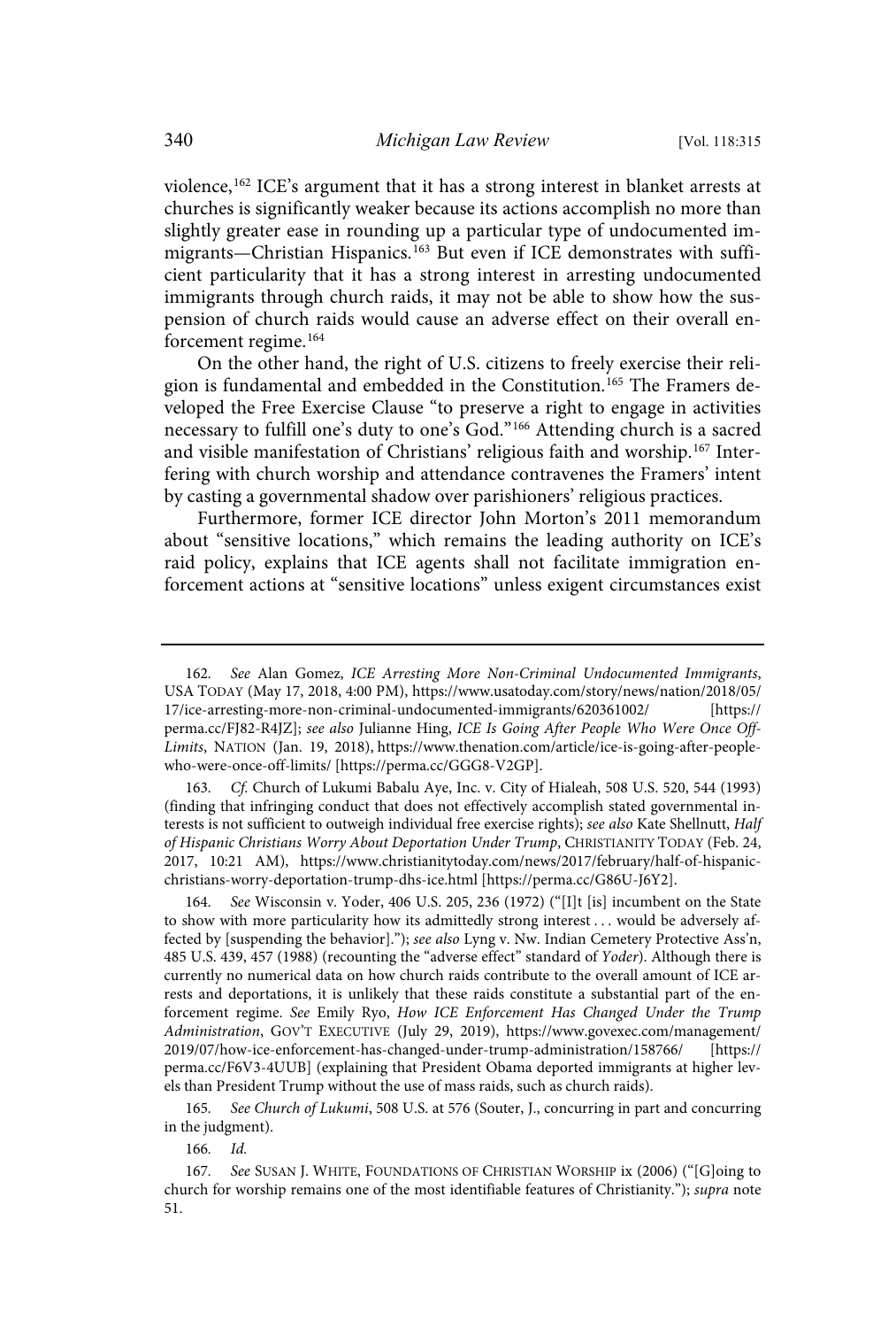violence,[162] ICE's argument that it has a strong interest in blanket arrests at churches is significantly weaker because its actions accomplish no more than slightly greater ease in rounding up a particular type of undocumented immigrants—Christian Hispanics.[163] But even if ICE demonstrates with sufficient particularity that it has a strong interest in arresting undocumented immigrants through church raids, it may not be able to show how the suspension of church raids would cause an adverse effect on their overall enforcement regime.[164]

On the other hand, the right of U.S. citizens to freely exercise their religion is fundamental and embedded in the Constitution.[165] The Framers developed the Free Exercise Clause "to preserve a right to engage in activities necessary to fulfill one's duty to one's God."[166] Attending church is a sacred and visible manifestation of Christians' religious faith and worship.[167] Interfering with church worship and attendance contravenes the Framers' intent by casting a governmental shadow over parishioners' religious practices.

Furthermore, former ICE director John Morton's 2011 memorandum about "sensitive locations," which remains the leading authority on ICE's raid policy, explains that ICE agents shall not facilitate immigration enforcement actions at "sensitive locations" unless exigent circumstances exist

---

162. *See* Alan Gomez, *ICE Arresting More Non-Criminal Undocumented Immigrants*, USA TODAY (May 17, 2018, 4:00 PM), https://www.usatoday.com/story/news/nation/2018/05/17/ice-arresting-more-non-criminal-undocumented-immigrants/620361002/ [https://perma.cc/FJ82-R4JZ]; *see also* Julianne Hing, *ICE Is Going After People Who Were Once Off-Limits*, NATION (Jan. 19, 2018), https://www.thenation.com/article/ice-is-going-after-people-who-were-once-off-limits/ [https://perma.cc/GGG8-V2GP].

163. *Cf.* Church of Lukumi Babalu Aye, Inc. v. City of Hialeah, 508 U.S. 520, 544 (1993) (finding that infringing conduct that does not effectively accomplish stated governmental interests is not sufficient to outweigh individual free exercise rights); *see also* Kate Shellnutt, *Half of Hispanic Christians Worry About Deportation Under Trump*, CHRISTIANITY TODAY (Feb. 24, 2017, 10:21 AM), https://www.christianitytoday.com/news/2017/february/half-of-hispanic-christians-worry-deportation-trump-dhs-ice.html [https://perma.cc/G86U-J6Y2].

164. *See* Wisconsin v. Yoder, 406 U.S. 205, 236 (1972) ("[I]t [is] incumbent on the State to show with more particularity how its admittedly strong interest . . . would be adversely affected by [suspending the behavior]."); *see also* Lyng v. Nw. Indian Cemetery Protective Ass'n, 485 U.S. 439, 457 (1988) (recounting the "adverse effect" standard of *Yoder*). Although there is currently no numerical data on how church raids contribute to the overall amount of ICE arrests and deportations, it is unlikely that these raids constitute a substantial part of the enforcement regime. *See* Emily Ryo, *How ICE Enforcement Has Changed Under the Trump Administration*, GOV'T EXECUTIVE (July 29, 2019), https://www.govexec.com/management/2019/07/how-ice-enforcement-has-changed-under-trump-administration/158766/ [https://perma.cc/F6V3-4UUB] (explaining that President Obama deported immigrants at higher levels than President Trump without the use of mass raids, such as church raids).

165. *See Church of Lukumi*, 508 U.S. at 576 (Souter, J., concurring in part and concurring in the judgment).

166. *Id.*

167. *See* SUSAN J. WHITE, FOUNDATIONS OF CHRISTIAN WORSHIP ix (2006) ("[G]oing to church for worship remains one of the most identifiable features of Christianity."); *supra* note 51.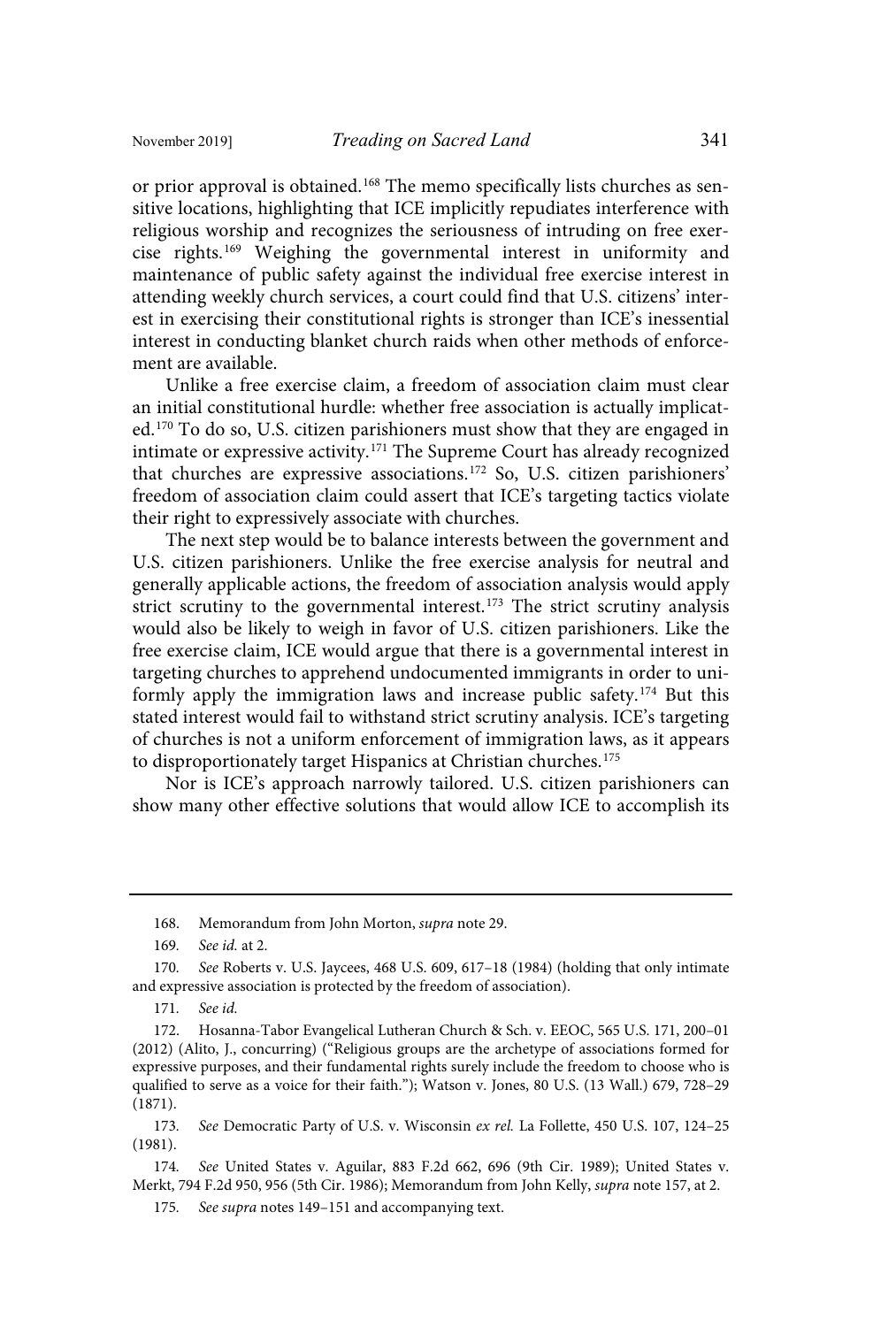or prior approval is obtained.[168] The memo specifically lists churches as sensitive locations, highlighting that ICE implicitly repudiates interference with religious worship and recognizes the seriousness of intruding on free exercise rights.[169] Weighing the governmental interest in uniformity and maintenance of public safety against the individual free exercise interest in attending weekly church services, a court could find that U.S. citizens' interest in exercising their constitutional rights is stronger than ICE's inessential interest in conducting blanket church raids when other methods of enforcement are available.

Unlike a free exercise claim, a freedom of association claim must clear an initial constitutional hurdle: whether free association is actually implicated.[170] To do so, U.S. citizen parishioners must show that they are engaged in intimate or expressive activity.[171] The Supreme Court has already recognized that churches are expressive associations.[172] So, U.S. citizen parishioners' freedom of association claim could assert that ICE's targeting tactics violate their right to expressively associate with churches.

The next step would be to balance interests between the government and U.S. citizen parishioners. Unlike the free exercise analysis for neutral and generally applicable actions, the freedom of association analysis would apply strict scrutiny to the governmental interest.[173] The strict scrutiny analysis would also be likely to weigh in favor of U.S. citizen parishioners. Like the free exercise claim, ICE would argue that there is a governmental interest in targeting churches to apprehend undocumented immigrants in order to uniformly apply the immigration laws and increase public safety.[174] But this stated interest would fail to withstand strict scrutiny analysis. ICE's targeting of churches is not a uniform enforcement of immigration laws, as it appears to disproportionately target Hispanics at Christian churches.[175]

Nor is ICE's approach narrowly tailored. U.S. citizen parishioners can show many other effective solutions that would allow ICE to accomplish its

---

168. Memorandum from John Morton, *supra* note 29.

169. *See id.* at 2.

170. *See* Roberts v. U.S. Jaycees, 468 U.S. 609, 617–18 (1984) (holding that only intimate and expressive association is protected by the freedom of association).

171. *See id.*

172. Hosanna-Tabor Evangelical Lutheran Church & Sch. v. EEOC, 565 U.S. 171, 200–01 (2012) (Alito, J., concurring) ("Religious groups are the archetype of associations formed for expressive purposes, and their fundamental rights surely include the freedom to choose who is qualified to serve as a voice for their faith."); Watson v. Jones, 80 U.S. (13 Wall.) 679, 728–29 (1871).

173. *See* Democratic Party of U.S. v. Wisconsin *ex rel.* La Follette, 450 U.S. 107, 124–25 (1981).

174. *See* United States v. Aguilar, 883 F.2d 662, 696 (9th Cir. 1989); United States v. Merkt, 794 F.2d 950, 956 (5th Cir. 1986); Memorandum from John Kelly, *supra* note 157, at 2.

175. *See supra* notes 149–151 and accompanying text.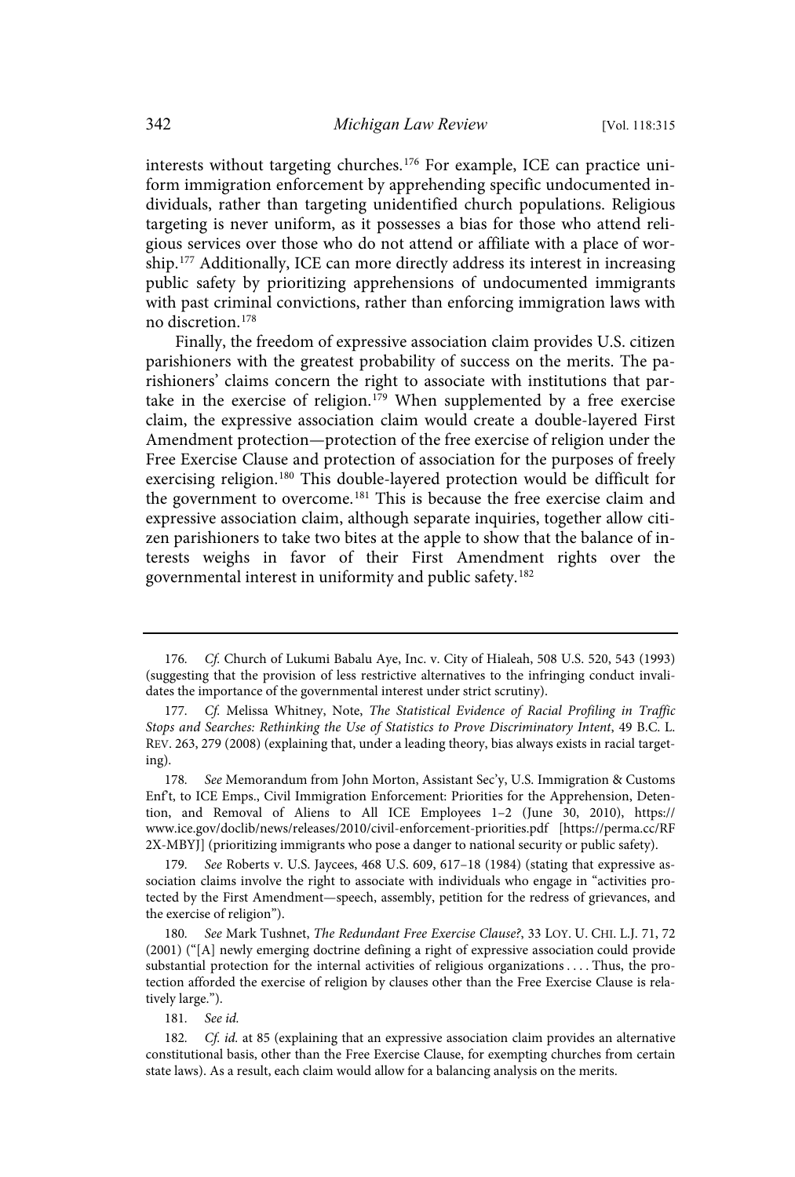interests without targeting churches.[176] For example, ICE can practice uniform immigration enforcement by apprehending specific undocumented individuals, rather than targeting unidentified church populations. Religious targeting is never uniform, as it possesses a bias for those who attend religious services over those who do not attend or affiliate with a place of worship.[177] Additionally, ICE can more directly address its interest in increasing public safety by prioritizing apprehensions of undocumented immigrants with past criminal convictions, rather than enforcing immigration laws with no discretion.[178]

Finally, the freedom of expressive association claim provides U.S. citizen parishioners with the greatest probability of success on the merits. The parishioners' claims concern the right to associate with institutions that partake in the exercise of religion.[179] When supplemented by a free exercise claim, the expressive association claim would create a double-layered First Amendment protection—protection of the free exercise of religion under the Free Exercise Clause and protection of association for the purposes of freely exercising religion.[180] This double-layered protection would be difficult for the government to overcome.[181] This is because the free exercise claim and expressive association claim, although separate inquiries, together allow citizen parishioners to take two bites at the apple to show that the balance of interests weighs in favor of their First Amendment rights over the governmental interest in uniformity and public safety.[182]

---

176. *Cf.* Church of Lukumi Babalu Aye, Inc. v. City of Hialeah, 508 U.S. 520, 543 (1993) (suggesting that the provision of less restrictive alternatives to the infringing conduct invalidates the importance of the governmental interest under strict scrutiny).

177. *Cf.* Melissa Whitney, Note, *The Statistical Evidence of Racial Profiling in Traffic Stops and Searches: Rethinking the Use of Statistics to Prove Discriminatory Intent*, 49 B.C. L. REV. 263, 279 (2008) (explaining that, under a leading theory, bias always exists in racial targeting).

178. *See* Memorandum from John Morton, Assistant Sec'y, U.S. Immigration & Customs Enf't, to ICE Emps., Civil Immigration Enforcement: Priorities for the Apprehension, Detention, and Removal of Aliens to All ICE Employees 1–2 (June 30, 2010), https://www.ice.gov/doclib/news/releases/2010/civil-enforcement-priorities.pdf [https://perma.cc/RF2X-MBYJ] (prioritizing immigrants who pose a danger to national security or public safety).

179. *See* Roberts v. U.S. Jaycees, 468 U.S. 609, 617–18 (1984) (stating that expressive association claims involve the right to associate with individuals who engage in "activities protected by the First Amendment—speech, assembly, petition for the redress of grievances, and the exercise of religion").

180. *See* Mark Tushnet, *The Redundant Free Exercise Clause?*, 33 LOY. U. CHI. L.J. 71, 72 (2001) ("[A] newly emerging doctrine defining a right of expressive association could provide substantial protection for the internal activities of religious organizations . . . . Thus, the protection afforded the exercise of religion by clauses other than the Free Exercise Clause is relatively large.").

181. *See id.*

182. *Cf. id.* at 85 (explaining that an expressive association claim provides an alternative constitutional basis, other than the Free Exercise Clause, for exempting churches from certain state laws). As a result, each claim would allow for a balancing analysis on the merits.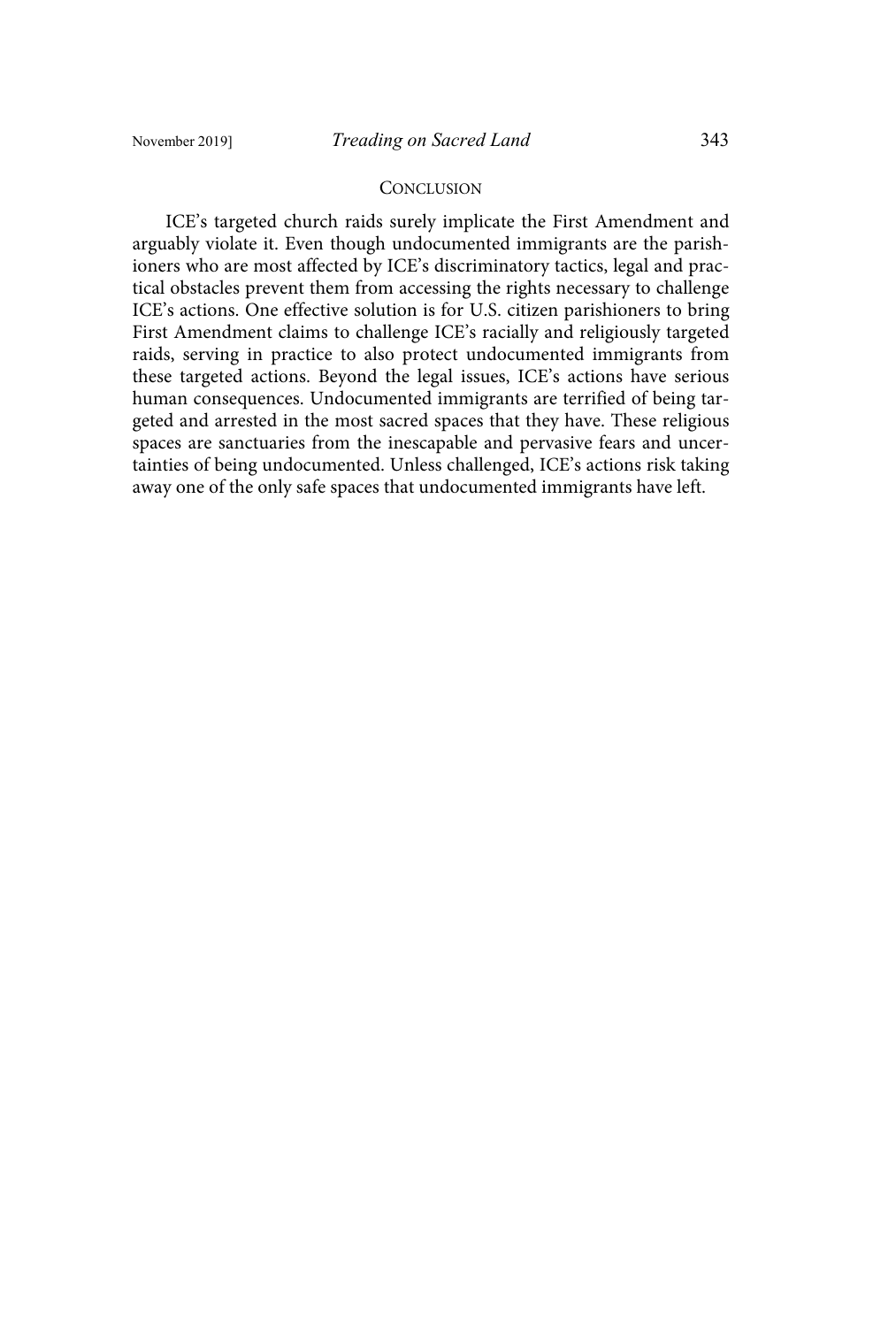## CONCLUSION

ICE's targeted church raids surely implicate the First Amendment and arguably violate it. Even though undocumented immigrants are the parishioners who are most affected by ICE's discriminatory tactics, legal and practical obstacles prevent them from accessing the rights necessary to challenge ICE's actions. One effective solution is for U.S. citizen parishioners to bring First Amendment claims to challenge ICE's racially and religiously targeted raids, serving in practice to also protect undocumented immigrants from these targeted actions. Beyond the legal issues, ICE's actions have serious human consequences. Undocumented immigrants are terrified of being targeted and arrested in the most sacred spaces that they have. These religious spaces are sanctuaries from the inescapable and pervasive fears and uncertainties of being undocumented. Unless challenged, ICE's actions risk taking away one of the only safe spaces that undocumented immigrants have left.